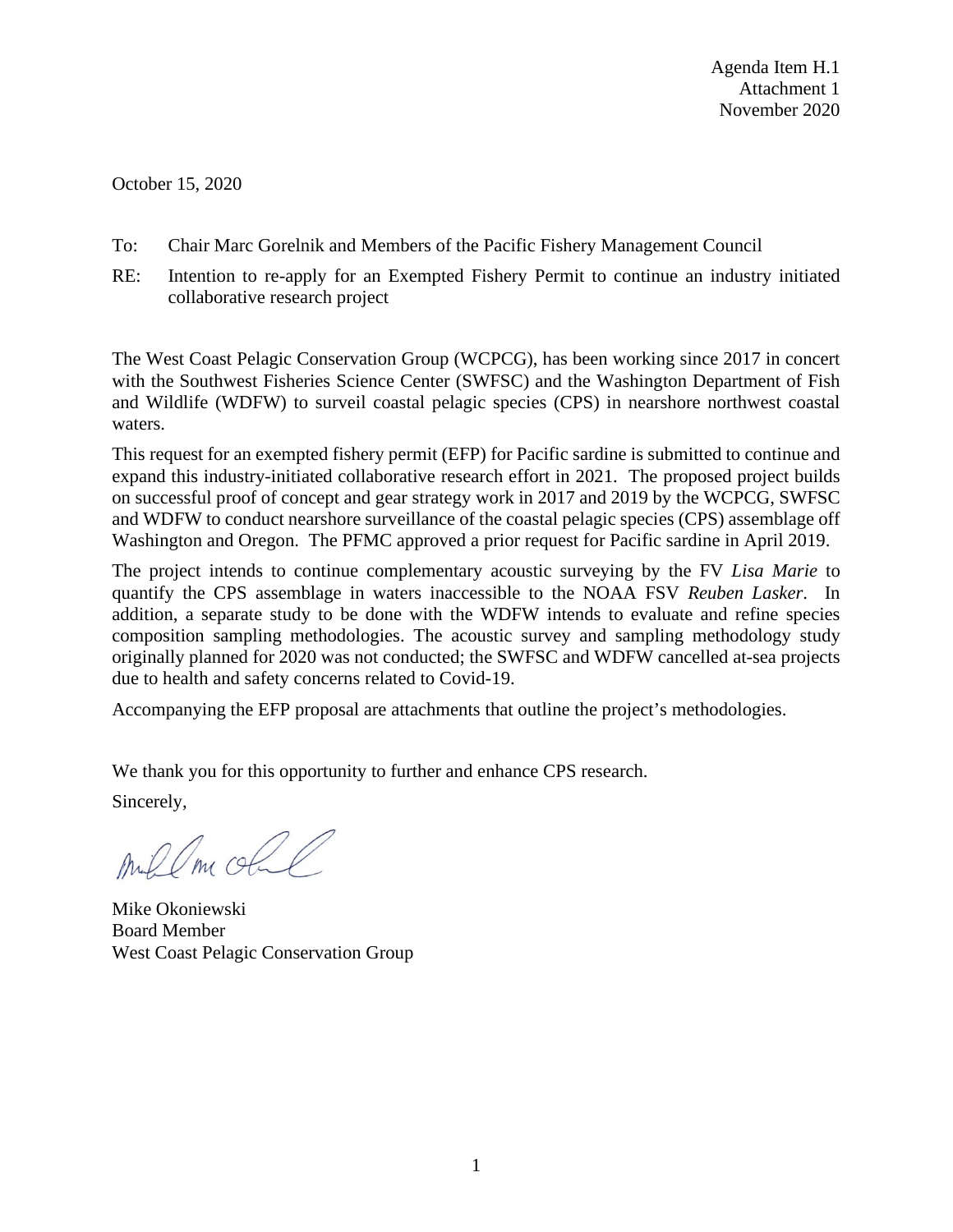Agenda Item H.1
Attachment 1
November 2020

October 15, 2020

To: Chair Marc Gorelnik and Members of the Pacific Fishery Management Council

RE: Intention to re-apply for an Exempted Fishery Permit to continue an industry initiated collaborative research project

The West Coast Pelagic Conservation Group (WCPCG), has been working since 2017 in concert with the Southwest Fisheries Science Center (SWFSC) and the Washington Department of Fish and Wildlife (WDFW) to surveil coastal pelagic species (CPS) in nearshore northwest coastal waters.

This request for an exempted fishery permit (EFP) for Pacific sardine is submitted to continue and expand this industry-initiated collaborative research effort in 2021. The proposed project builds on successful proof of concept and gear strategy work in 2017 and 2019 by the WCPCG, SWFSC and WDFW to conduct nearshore surveillance of the coastal pelagic species (CPS) assemblage off Washington and Oregon. The PFMC approved a prior request for Pacific sardine in April 2019.

The project intends to continue complementary acoustic surveying by the FV *Lisa Marie* to quantify the CPS assemblage in waters inaccessible to the NOAA FSV *Reuben Lasker*. In addition, a separate study to be done with the WDFW intends to evaluate and refine species composition sampling methodologies. The acoustic survey and sampling methodology study originally planned for 2020 was not conducted; the SWFSC and WDFW cancelled at-sea projects due to health and safety concerns related to Covid-19.

Accompanying the EFP proposal are attachments that outline the project's methodologies.

We thank you for this opportunity to further and enhance CPS research.

Sincerely,

Mike Okoniewski
Board Member
West Coast Pelagic Conservation Group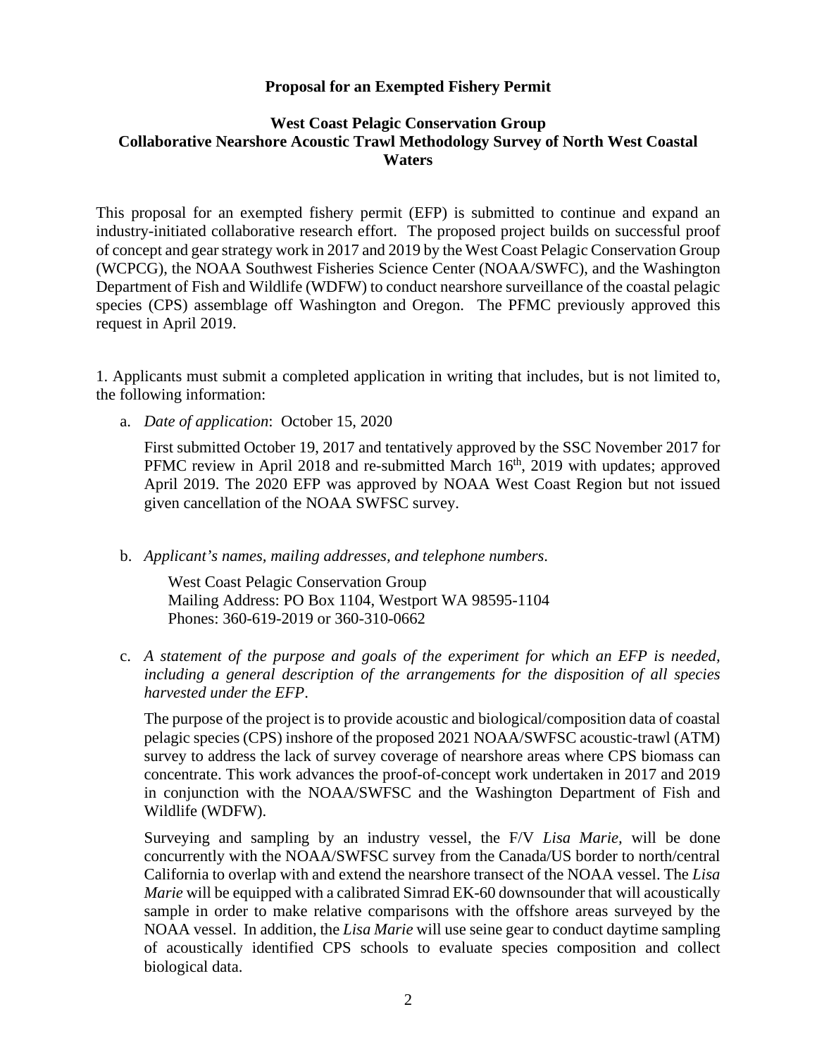**Proposal for an Exempted Fishery Permit**

**West Coast Pelagic Conservation Group**
**Collaborative Nearshore Acoustic Trawl Methodology Survey of North West Coastal Waters**

This proposal for an exempted fishery permit (EFP) is submitted to continue and expand an industry-initiated collaborative research effort. The proposed project builds on successful proof of concept and gear strategy work in 2017 and 2019 by the West Coast Pelagic Conservation Group (WCPCG), the NOAA Southwest Fisheries Science Center (NOAA/SWFC), and the Washington Department of Fish and Wildlife (WDFW) to conduct nearshore surveillance of the coastal pelagic species (CPS) assemblage off Washington and Oregon. The PFMC previously approved this request in April 2019.

1. Applicants must submit a completed application in writing that includes, but is not limited to, the following information:

a. *Date of application*: October 15, 2020

   First submitted October 19, 2017 and tentatively approved by the SSC November 2017 for PFMC review in April 2018 and re-submitted March 16th, 2019 with updates; approved April 2019. The 2020 EFP was approved by NOAA West Coast Region but not issued given cancellation of the NOAA SWFSC survey.

b. *Applicant's names, mailing addresses, and telephone numbers*.

   West Coast Pelagic Conservation Group
   Mailing Address: PO Box 1104, Westport WA 98595-1104
   Phones: 360-619-2019 or 360-310-0662

c. *A statement of the purpose and goals of the experiment for which an EFP is needed, including a general description of the arrangements for the disposition of all species harvested under the EFP*.

   The purpose of the project is to provide acoustic and biological/composition data of coastal pelagic species (CPS) inshore of the proposed 2021 NOAA/SWFSC acoustic-trawl (ATM) survey to address the lack of survey coverage of nearshore areas where CPS biomass can concentrate. This work advances the proof-of-concept work undertaken in 2017 and 2019 in conjunction with the NOAA/SWFSC and the Washington Department of Fish and Wildlife (WDFW).

   Surveying and sampling by an industry vessel, the F/V *Lisa Marie*, will be done concurrently with the NOAA/SWFSC survey from the Canada/US border to north/central California to overlap with and extend the nearshore transect of the NOAA vessel. The *Lisa Marie* will be equipped with a calibrated Simrad EK-60 downsounder that will acoustically sample in order to make relative comparisons with the offshore areas surveyed by the NOAA vessel. In addition, the *Lisa Marie* will use seine gear to conduct daytime sampling of acoustically identified CPS schools to evaluate species composition and collect biological data.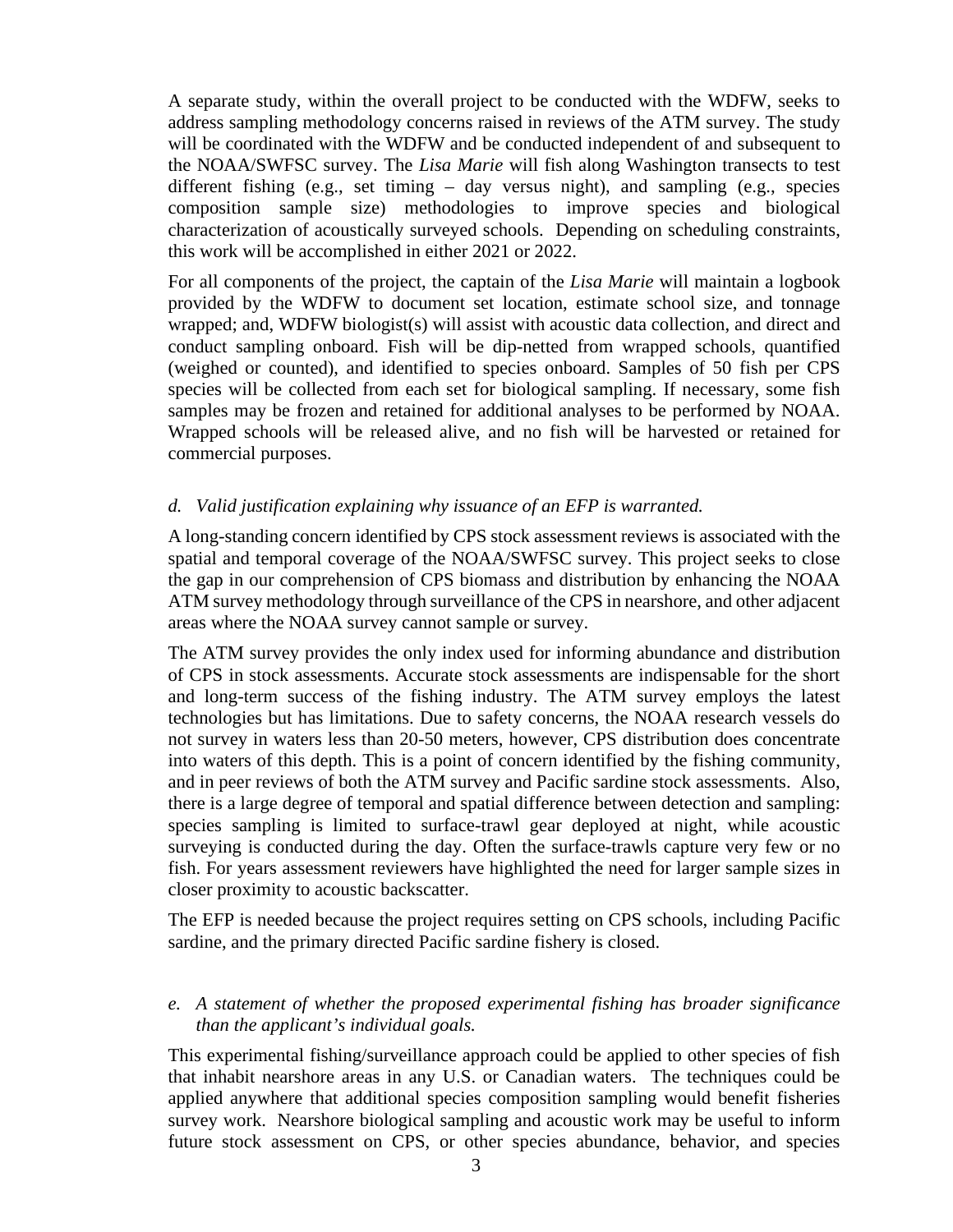A separate study, within the overall project to be conducted with the WDFW, seeks to address sampling methodology concerns raised in reviews of the ATM survey. The study will be coordinated with the WDFW and be conducted independent of and subsequent to the NOAA/SWFSC survey. The *Lisa Marie* will fish along Washington transects to test different fishing (e.g., set timing – day versus night), and sampling (e.g., species composition sample size) methodologies to improve species and biological characterization of acoustically surveyed schools. Depending on scheduling constraints, this work will be accomplished in either 2021 or 2022.

For all components of the project, the captain of the *Lisa Marie* will maintain a logbook provided by the WDFW to document set location, estimate school size, and tonnage wrapped; and, WDFW biologist(s) will assist with acoustic data collection, and direct and conduct sampling onboard. Fish will be dip-netted from wrapped schools, quantified (weighed or counted), and identified to species onboard. Samples of 50 fish per CPS species will be collected from each set for biological sampling. If necessary, some fish samples may be frozen and retained for additional analyses to be performed by NOAA. Wrapped schools will be released alive, and no fish will be harvested or retained for commercial purposes.

*d. Valid justification explaining why issuance of an EFP is warranted.*

A long-standing concern identified by CPS stock assessment reviews is associated with the spatial and temporal coverage of the NOAA/SWFSC survey. This project seeks to close the gap in our comprehension of CPS biomass and distribution by enhancing the NOAA ATM survey methodology through surveillance of the CPS in nearshore, and other adjacent areas where the NOAA survey cannot sample or survey.

The ATM survey provides the only index used for informing abundance and distribution of CPS in stock assessments. Accurate stock assessments are indispensable for the short and long-term success of the fishing industry. The ATM survey employs the latest technologies but has limitations. Due to safety concerns, the NOAA research vessels do not survey in waters less than 20-50 meters, however, CPS distribution does concentrate into waters of this depth. This is a point of concern identified by the fishing community, and in peer reviews of both the ATM survey and Pacific sardine stock assessments. Also, there is a large degree of temporal and spatial difference between detection and sampling: species sampling is limited to surface-trawl gear deployed at night, while acoustic surveying is conducted during the day. Often the surface-trawls capture very few or no fish. For years assessment reviewers have highlighted the need for larger sample sizes in closer proximity to acoustic backscatter.

The EFP is needed because the project requires setting on CPS schools, including Pacific sardine, and the primary directed Pacific sardine fishery is closed.

*e. A statement of whether the proposed experimental fishing has broader significance than the applicant's individual goals.*

This experimental fishing/surveillance approach could be applied to other species of fish that inhabit nearshore areas in any U.S. or Canadian waters. The techniques could be applied anywhere that additional species composition sampling would benefit fisheries survey work. Nearshore biological sampling and acoustic work may be useful to inform future stock assessment on CPS, or other species abundance, behavior, and species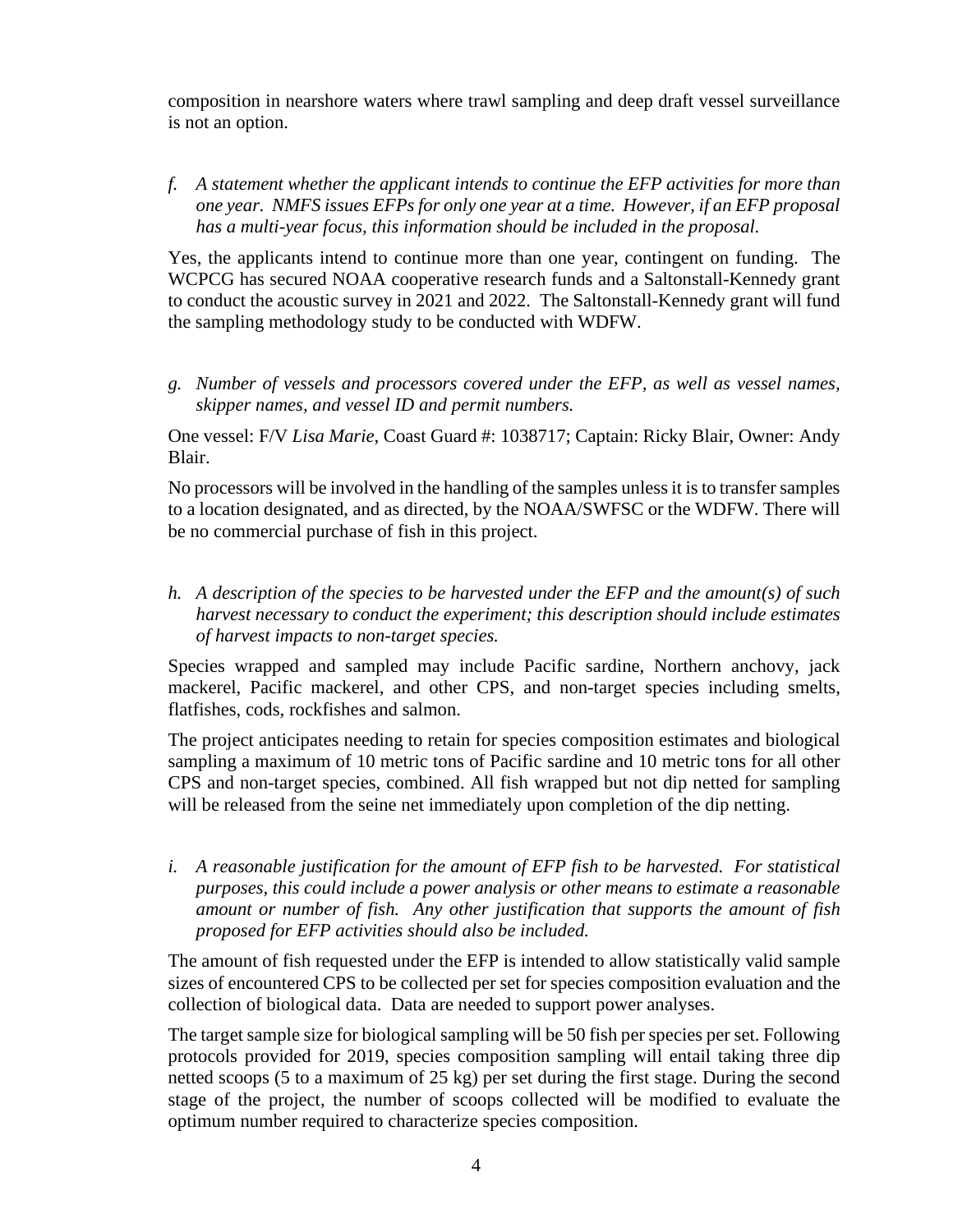composition in nearshore waters where trawl sampling and deep draft vessel surveillance is not an option.

f. *A statement whether the applicant intends to continue the EFP activities for more than one year. NMFS issues EFPs for only one year at a time. However, if an EFP proposal has a multi-year focus, this information should be included in the proposal.*

Yes, the applicants intend to continue more than one year, contingent on funding. The WCPCG has secured NOAA cooperative research funds and a Saltonstall-Kennedy grant to conduct the acoustic survey in 2021 and 2022. The Saltonstall-Kennedy grant will fund the sampling methodology study to be conducted with WDFW.

g. *Number of vessels and processors covered under the EFP, as well as vessel names, skipper names, and vessel ID and permit numbers.*

One vessel: F/V *Lisa Marie*, Coast Guard #: 1038717; Captain: Ricky Blair, Owner: Andy Blair.

No processors will be involved in the handling of the samples unless it is to transfer samples to a location designated, and as directed, by the NOAA/SWFSC or the WDFW. There will be no commercial purchase of fish in this project.

h. *A description of the species to be harvested under the EFP and the amount(s) of such harvest necessary to conduct the experiment; this description should include estimates of harvest impacts to non-target species.*

Species wrapped and sampled may include Pacific sardine, Northern anchovy, jack mackerel, Pacific mackerel, and other CPS, and non-target species including smelts, flatfishes, cods, rockfishes and salmon.

The project anticipates needing to retain for species composition estimates and biological sampling a maximum of 10 metric tons of Pacific sardine and 10 metric tons for all other CPS and non-target species, combined. All fish wrapped but not dip netted for sampling will be released from the seine net immediately upon completion of the dip netting.

i. *A reasonable justification for the amount of EFP fish to be harvested. For statistical purposes, this could include a power analysis or other means to estimate a reasonable amount or number of fish. Any other justification that supports the amount of fish proposed for EFP activities should also be included.*

The amount of fish requested under the EFP is intended to allow statistically valid sample sizes of encountered CPS to be collected per set for species composition evaluation and the collection of biological data. Data are needed to support power analyses.

The target sample size for biological sampling will be 50 fish per species per set. Following protocols provided for 2019, species composition sampling will entail taking three dip netted scoops (5 to a maximum of 25 kg) per set during the first stage. During the second stage of the project, the number of scoops collected will be modified to evaluate the optimum number required to characterize species composition.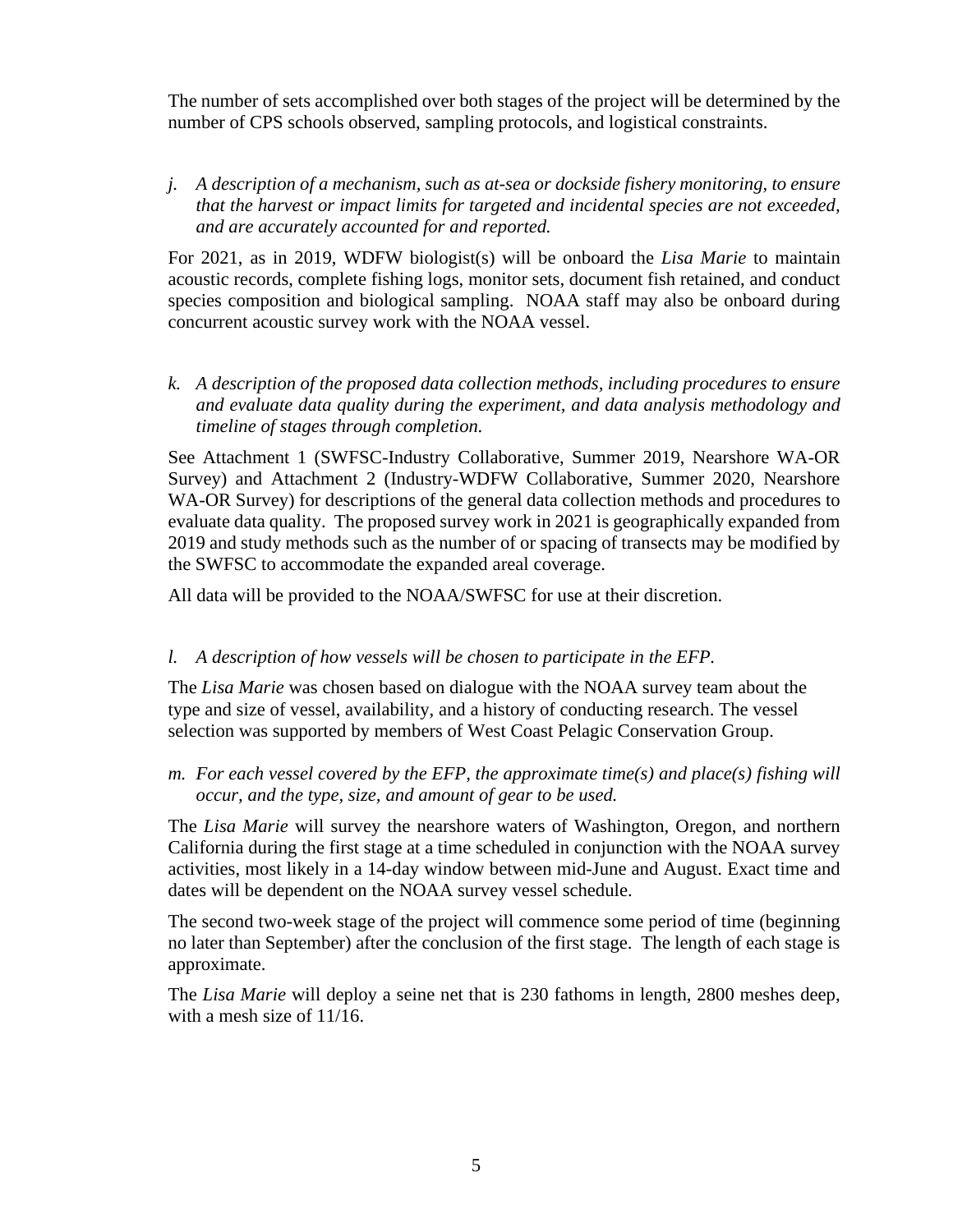The number of sets accomplished over both stages of the project will be determined by the number of CPS schools observed, sampling protocols, and logistical constraints.

*j. A description of a mechanism, such as at-sea or dockside fishery monitoring, to ensure that the harvest or impact limits for targeted and incidental species are not exceeded, and are accurately accounted for and reported.*

For 2021, as in 2019, WDFW biologist(s) will be onboard the *Lisa Marie* to maintain acoustic records, complete fishing logs, monitor sets, document fish retained, and conduct species composition and biological sampling. NOAA staff may also be onboard during concurrent acoustic survey work with the NOAA vessel.

*k. A description of the proposed data collection methods, including procedures to ensure and evaluate data quality during the experiment, and data analysis methodology and timeline of stages through completion.*

See Attachment 1 (SWFSC-Industry Collaborative, Summer 2019, Nearshore WA-OR Survey) and Attachment 2 (Industry-WDFW Collaborative, Summer 2020, Nearshore WA-OR Survey) for descriptions of the general data collection methods and procedures to evaluate data quality. The proposed survey work in 2021 is geographically expanded from 2019 and study methods such as the number of or spacing of transects may be modified by the SWFSC to accommodate the expanded areal coverage.

All data will be provided to the NOAA/SWFSC for use at their discretion.

*l. A description of how vessels will be chosen to participate in the EFP.*

The *Lisa Marie* was chosen based on dialogue with the NOAA survey team about the type and size of vessel, availability, and a history of conducting research. The vessel selection was supported by members of West Coast Pelagic Conservation Group.

*m. For each vessel covered by the EFP, the approximate time(s) and place(s) fishing will occur, and the type, size, and amount of gear to be used.*

The *Lisa Marie* will survey the nearshore waters of Washington, Oregon, and northern California during the first stage at a time scheduled in conjunction with the NOAA survey activities, most likely in a 14-day window between mid-June and August. Exact time and dates will be dependent on the NOAA survey vessel schedule.

The second two-week stage of the project will commence some period of time (beginning no later than September) after the conclusion of the first stage. The length of each stage is approximate.

The *Lisa Marie* will deploy a seine net that is 230 fathoms in length, 2800 meshes deep, with a mesh size of 11/16.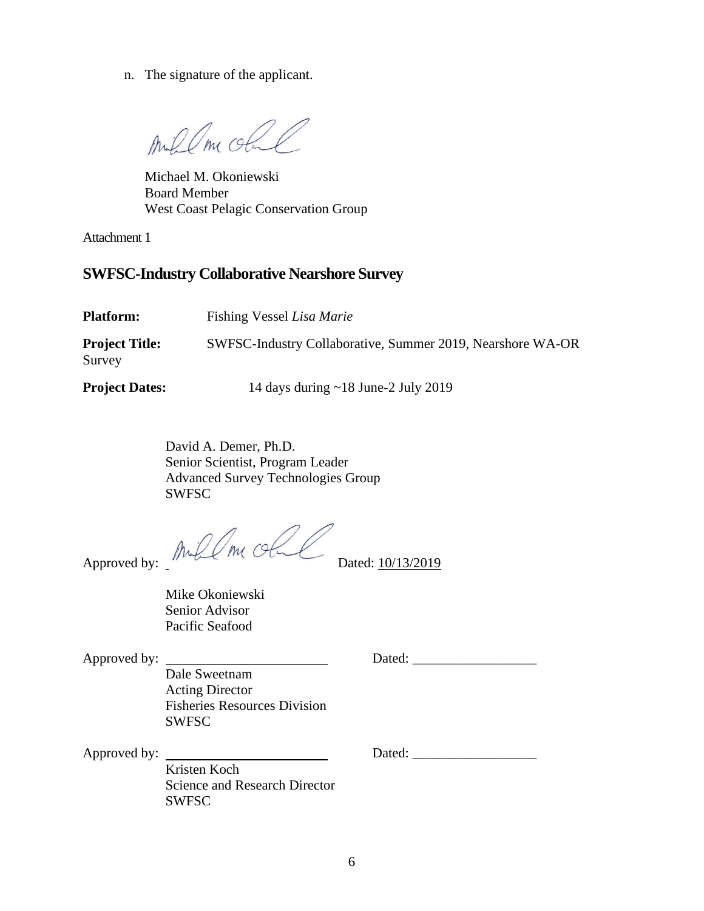n. The signature of the applicant.

Michael M. Okoniewski
Board Member
West Coast Pelagic Conservation Group

Attachment 1

## SWFSC-Industry Collaborative Nearshore Survey

**Platform:** Fishing Vessel *Lisa Marie*

**Project Title:** SWFSC-Industry Collaborative, Summer 2019, Nearshore WA-OR Survey

**Project Dates:** 14 days during ~18 June-2 July 2019

David A. Demer, Ph.D.
Senior Scientist, Program Leader
Advanced Survey Technologies Group
SWFSC

Approved by: ____________ Dated: 10/13/2019

Mike Okoniewski
Senior Advisor
Pacific Seafood

Approved by: ________________________ Dated: __________________

Dale Sweetnam
Acting Director
Fisheries Resources Division
SWFSC

Approved by: ________________________ Dated: __________________

Kristen Koch
Science and Research Director
SWFSC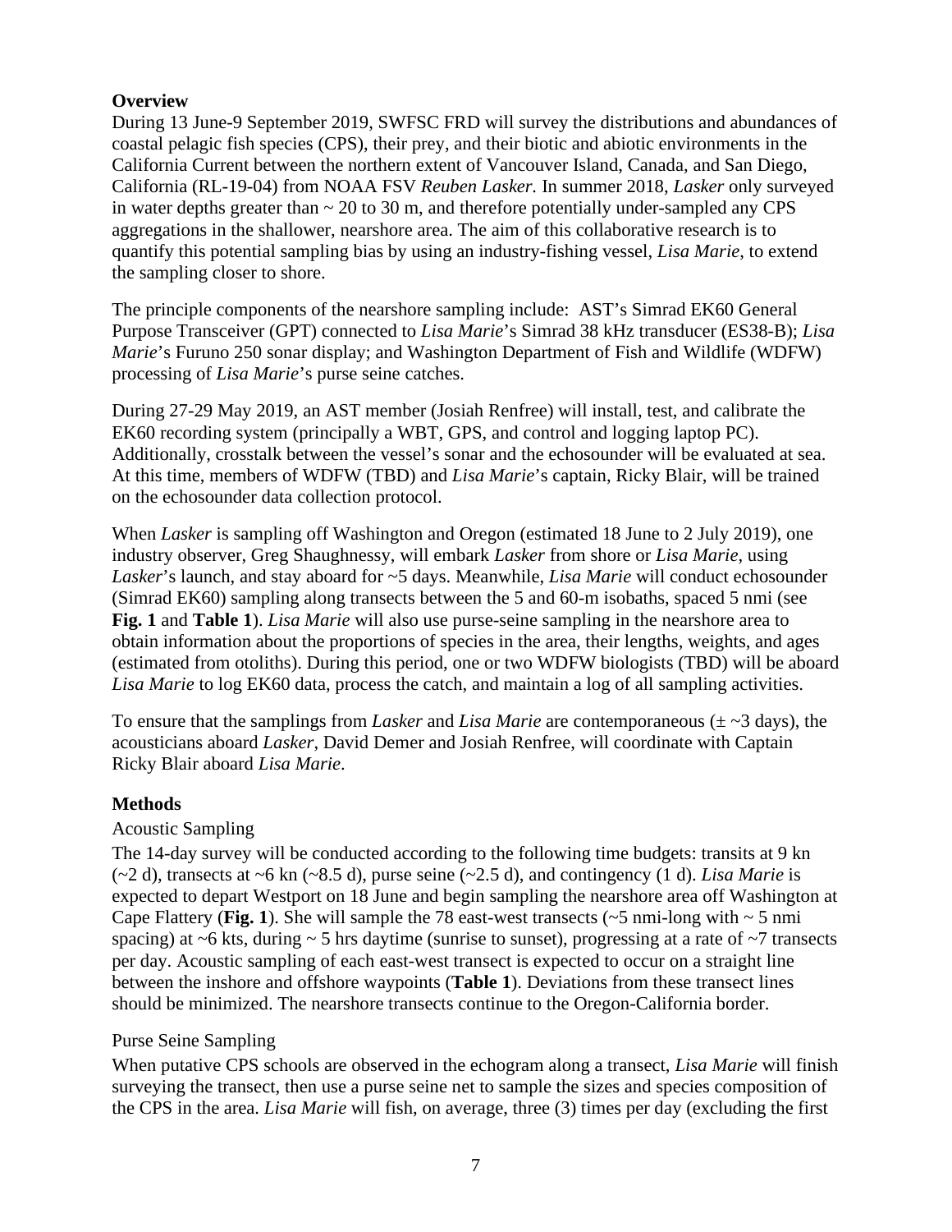## Overview

During 13 June-9 September 2019, SWFSC FRD will survey the distributions and abundances of coastal pelagic fish species (CPS), their prey, and their biotic and abiotic environments in the California Current between the northern extent of Vancouver Island, Canada, and San Diego, California (RL-19-04) from NOAA FSV *Reuben Lasker.* In summer 2018, *Lasker* only surveyed in water depths greater than ~ 20 to 30 m, and therefore potentially under-sampled any CPS aggregations in the shallower, nearshore area. The aim of this collaborative research is to quantify this potential sampling bias by using an industry-fishing vessel, *Lisa Marie*, to extend the sampling closer to shore.

The principle components of the nearshore sampling include: AST's Simrad EK60 General Purpose Transceiver (GPT) connected to *Lisa Marie*'s Simrad 38 kHz transducer (ES38-B); *Lisa Marie*'s Furuno 250 sonar display; and Washington Department of Fish and Wildlife (WDFW) processing of *Lisa Marie*'s purse seine catches.

During 27-29 May 2019, an AST member (Josiah Renfree) will install, test, and calibrate the EK60 recording system (principally a WBT, GPS, and control and logging laptop PC). Additionally, crosstalk between the vessel's sonar and the echosounder will be evaluated at sea. At this time, members of WDFW (TBD) and *Lisa Marie*'s captain, Ricky Blair, will be trained on the echosounder data collection protocol.

When *Lasker* is sampling off Washington and Oregon (estimated 18 June to 2 July 2019), one industry observer, Greg Shaughnessy, will embark *Lasker* from shore or *Lisa Marie*, using *Lasker*'s launch, and stay aboard for ~5 days. Meanwhile, *Lisa Marie* will conduct echosounder (Simrad EK60) sampling along transects between the 5 and 60-m isobaths, spaced 5 nmi (see **Fig. 1** and **Table 1**). *Lisa Marie* will also use purse-seine sampling in the nearshore area to obtain information about the proportions of species in the area, their lengths, weights, and ages (estimated from otoliths). During this period, one or two WDFW biologists (TBD) will be aboard *Lisa Marie* to log EK60 data, process the catch, and maintain a log of all sampling activities.

To ensure that the samplings from *Lasker* and *Lisa Marie* are contemporaneous (± ~3 days), the acousticians aboard *Lasker*, David Demer and Josiah Renfree, will coordinate with Captain Ricky Blair aboard *Lisa Marie*.

## Methods

### Acoustic Sampling

The 14-day survey will be conducted according to the following time budgets: transits at 9 kn (~2 d), transects at ~6 kn (~8.5 d), purse seine (~2.5 d), and contingency (1 d). *Lisa Marie* is expected to depart Westport on 18 June and begin sampling the nearshore area off Washington at Cape Flattery (**Fig. 1**). She will sample the 78 east-west transects (~5 nmi-long with ~ 5 nmi spacing) at ~6 kts, during ~ 5 hrs daytime (sunrise to sunset), progressing at a rate of ~7 transects per day. Acoustic sampling of each east-west transect is expected to occur on a straight line between the inshore and offshore waypoints (**Table 1**). Deviations from these transect lines should be minimized. The nearshore transects continue to the Oregon-California border.

### Purse Seine Sampling

When putative CPS schools are observed in the echogram along a transect, *Lisa Marie* will finish surveying the transect, then use a purse seine net to sample the sizes and species composition of the CPS in the area. *Lisa Marie* will fish, on average, three (3) times per day (excluding the first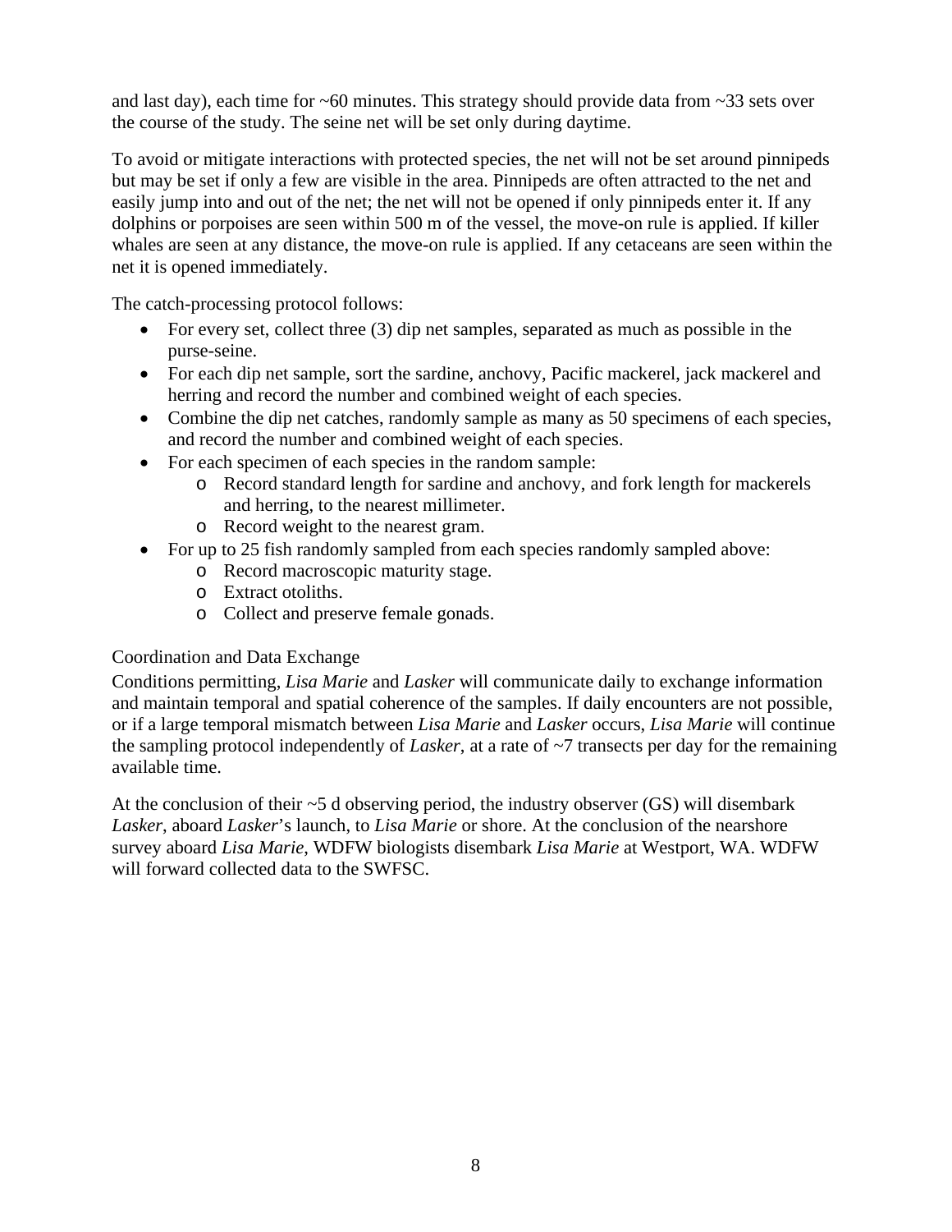and last day), each time for ~60 minutes. This strategy should provide data from ~33 sets over the course of the study. The seine net will be set only during daytime.

To avoid or mitigate interactions with protected species, the net will not be set around pinnipeds but may be set if only a few are visible in the area. Pinnipeds are often attracted to the net and easily jump into and out of the net; the net will not be opened if only pinnipeds enter it. If any dolphins or porpoises are seen within 500 m of the vessel, the move-on rule is applied. If killer whales are seen at any distance, the move-on rule is applied. If any cetaceans are seen within the net it is opened immediately.

The catch-processing protocol follows:

- For every set, collect three (3) dip net samples, separated as much as possible in the purse-seine.
- For each dip net sample, sort the sardine, anchovy, Pacific mackerel, jack mackerel and herring and record the number and combined weight of each species.
- Combine the dip net catches, randomly sample as many as 50 specimens of each species, and record the number and combined weight of each species.
- For each specimen of each species in the random sample:
    - Record standard length for sardine and anchovy, and fork length for mackerels and herring, to the nearest millimeter.
    - Record weight to the nearest gram.
- For up to 25 fish randomly sampled from each species randomly sampled above:
    - Record macroscopic maturity stage.
    - Extract otoliths.
    - Collect and preserve female gonads.

### Coordination and Data Exchange

Conditions permitting, *Lisa Marie* and *Lasker* will communicate daily to exchange information and maintain temporal and spatial coherence of the samples. If daily encounters are not possible, or if a large temporal mismatch between *Lisa Marie* and *Lasker* occurs, *Lisa Marie* will continue the sampling protocol independently of *Lasker*, at a rate of ~7 transects per day for the remaining available time.

At the conclusion of their ~5 d observing period, the industry observer (GS) will disembark *Lasker*, aboard *Lasker*'s launch, to *Lisa Marie* or shore. At the conclusion of the nearshore survey aboard *Lisa Marie*, WDFW biologists disembark *Lisa Marie* at Westport, WA. WDFW will forward collected data to the SWFSC.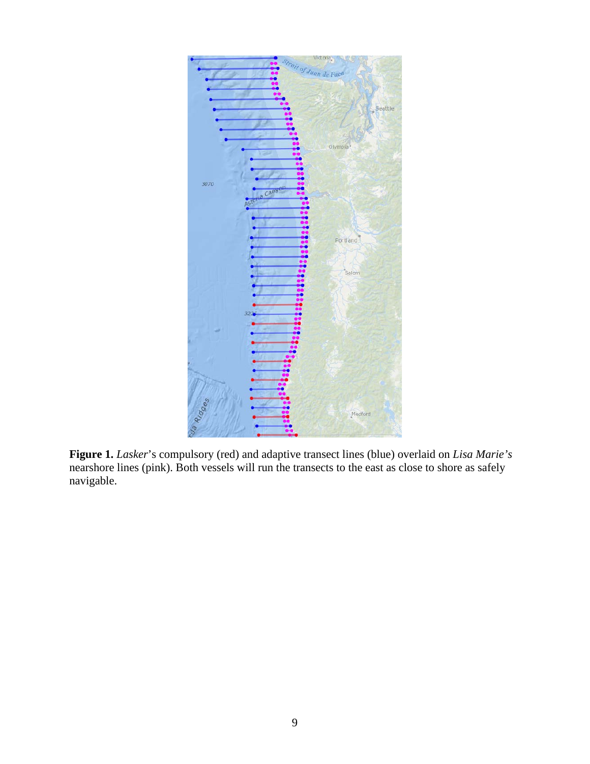**Figure 1.** *Lasker*'s compulsory (red) and adaptive transect lines (blue) overlaid on *Lisa Marie's* nearshore lines (pink). Both vessels will run the transects to the east as close to shore as safely navigable.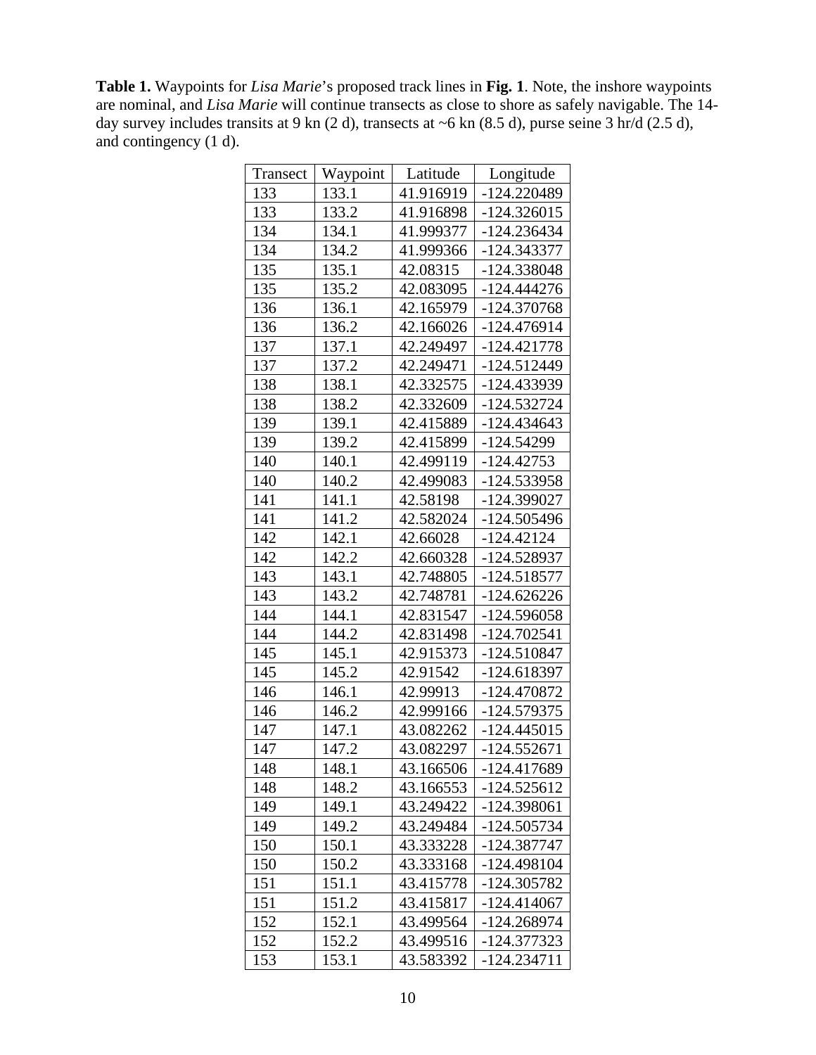**Table 1.** Waypoints for *Lisa Marie*'s proposed track lines in **Fig. 1**. Note, the inshore waypoints are nominal, and *Lisa Marie* will continue transects as close to shore as safely navigable. The 14-day survey includes transits at 9 kn (2 d), transects at ~6 kn (8.5 d), purse seine 3 hr/d (2.5 d), and contingency (1 d).

| Transect | Waypoint | Latitude | Longitude |
|---|---|---|---|
| 133 | 133.1 | 41.916919 | -124.220489 |
| 133 | 133.2 | 41.916898 | -124.326015 |
| 134 | 134.1 | 41.999377 | -124.236434 |
| 134 | 134.2 | 41.999366 | -124.343377 |
| 135 | 135.1 | 42.08315 | -124.338048 |
| 135 | 135.2 | 42.083095 | -124.444276 |
| 136 | 136.1 | 42.165979 | -124.370768 |
| 136 | 136.2 | 42.166026 | -124.476914 |
| 137 | 137.1 | 42.249497 | -124.421778 |
| 137 | 137.2 | 42.249471 | -124.512449 |
| 138 | 138.1 | 42.332575 | -124.433939 |
| 138 | 138.2 | 42.332609 | -124.532724 |
| 139 | 139.1 | 42.415889 | -124.434643 |
| 139 | 139.2 | 42.415899 | -124.54299 |
| 140 | 140.1 | 42.499119 | -124.42753 |
| 140 | 140.2 | 42.499083 | -124.533958 |
| 141 | 141.1 | 42.58198 | -124.399027 |
| 141 | 141.2 | 42.582024 | -124.505496 |
| 142 | 142.1 | 42.66028 | -124.42124 |
| 142 | 142.2 | 42.660328 | -124.528937 |
| 143 | 143.1 | 42.748805 | -124.518577 |
| 143 | 143.2 | 42.748781 | -124.626226 |
| 144 | 144.1 | 42.831547 | -124.596058 |
| 144 | 144.2 | 42.831498 | -124.702541 |
| 145 | 145.1 | 42.915373 | -124.510847 |
| 145 | 145.2 | 42.91542 | -124.618397 |
| 146 | 146.1 | 42.99913 | -124.470872 |
| 146 | 146.2 | 42.999166 | -124.579375 |
| 147 | 147.1 | 43.082262 | -124.445015 |
| 147 | 147.2 | 43.082297 | -124.552671 |
| 148 | 148.1 | 43.166506 | -124.417689 |
| 148 | 148.2 | 43.166553 | -124.525612 |
| 149 | 149.1 | 43.249422 | -124.398061 |
| 149 | 149.2 | 43.249484 | -124.505734 |
| 150 | 150.1 | 43.333228 | -124.387747 |
| 150 | 150.2 | 43.333168 | -124.498104 |
| 151 | 151.1 | 43.415778 | -124.305782 |
| 151 | 151.2 | 43.415817 | -124.414067 |
| 152 | 152.1 | 43.499564 | -124.268974 |
| 152 | 152.2 | 43.499516 | -124.377323 |
| 153 | 153.1 | 43.583392 | -124.234711 |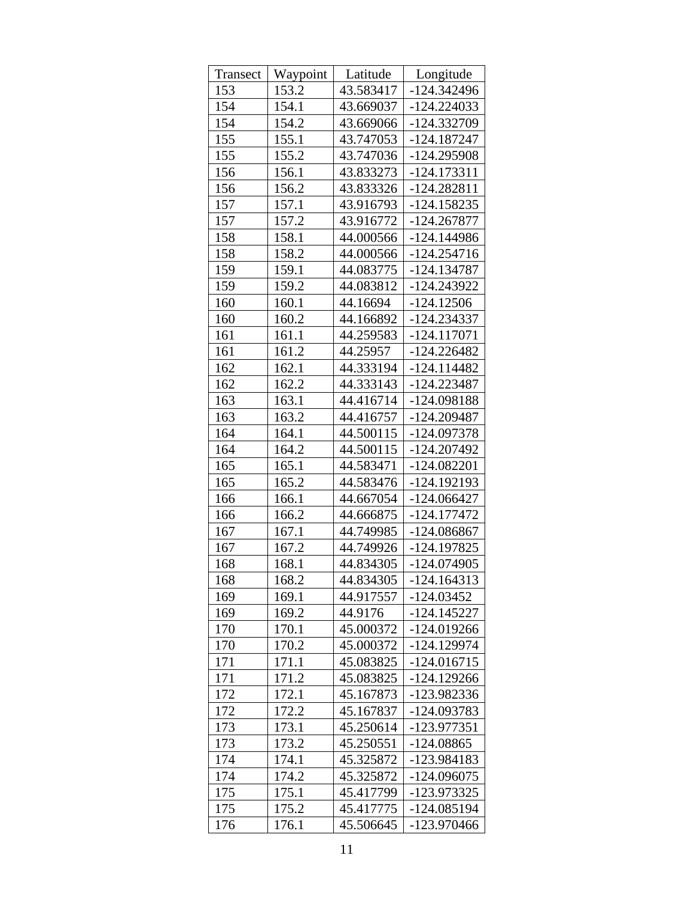| Transect | Waypoint | Latitude | Longitude |
|---|---|---|---|
| 153 | 153.2 | 43.583417 | -124.342496 |
| 154 | 154.1 | 43.669037 | -124.224033 |
| 154 | 154.2 | 43.669066 | -124.332709 |
| 155 | 155.1 | 43.747053 | -124.187247 |
| 155 | 155.2 | 43.747036 | -124.295908 |
| 156 | 156.1 | 43.833273 | -124.173311 |
| 156 | 156.2 | 43.833326 | -124.282811 |
| 157 | 157.1 | 43.916793 | -124.158235 |
| 157 | 157.2 | 43.916772 | -124.267877 |
| 158 | 158.1 | 44.000566 | -124.144986 |
| 158 | 158.2 | 44.000566 | -124.254716 |
| 159 | 159.1 | 44.083775 | -124.134787 |
| 159 | 159.2 | 44.083812 | -124.243922 |
| 160 | 160.1 | 44.16694 | -124.12506 |
| 160 | 160.2 | 44.166892 | -124.234337 |
| 161 | 161.1 | 44.259583 | -124.117071 |
| 161 | 161.2 | 44.25957 | -124.226482 |
| 162 | 162.1 | 44.333194 | -124.114482 |
| 162 | 162.2 | 44.333143 | -124.223487 |
| 163 | 163.1 | 44.416714 | -124.098188 |
| 163 | 163.2 | 44.416757 | -124.209487 |
| 164 | 164.1 | 44.500115 | -124.097378 |
| 164 | 164.2 | 44.500115 | -124.207492 |
| 165 | 165.1 | 44.583471 | -124.082201 |
| 165 | 165.2 | 44.583476 | -124.192193 |
| 166 | 166.1 | 44.667054 | -124.066427 |
| 166 | 166.2 | 44.666875 | -124.177472 |
| 167 | 167.1 | 44.749985 | -124.086867 |
| 167 | 167.2 | 44.749926 | -124.197825 |
| 168 | 168.1 | 44.834305 | -124.074905 |
| 168 | 168.2 | 44.834305 | -124.164313 |
| 169 | 169.1 | 44.917557 | -124.03452 |
| 169 | 169.2 | 44.9176 | -124.145227 |
| 170 | 170.1 | 45.000372 | -124.019266 |
| 170 | 170.2 | 45.000372 | -124.129974 |
| 171 | 171.1 | 45.083825 | -124.016715 |
| 171 | 171.2 | 45.083825 | -124.129266 |
| 172 | 172.1 | 45.167873 | -123.982336 |
| 172 | 172.2 | 45.167837 | -124.093783 |
| 173 | 173.1 | 45.250614 | -123.977351 |
| 173 | 173.2 | 45.250551 | -124.08865 |
| 174 | 174.1 | 45.325872 | -123.984183 |
| 174 | 174.2 | 45.325872 | -124.096075 |
| 175 | 175.1 | 45.417799 | -123.973325 |
| 175 | 175.2 | 45.417775 | -124.085194 |
| 176 | 176.1 | 45.506645 | -123.970466 |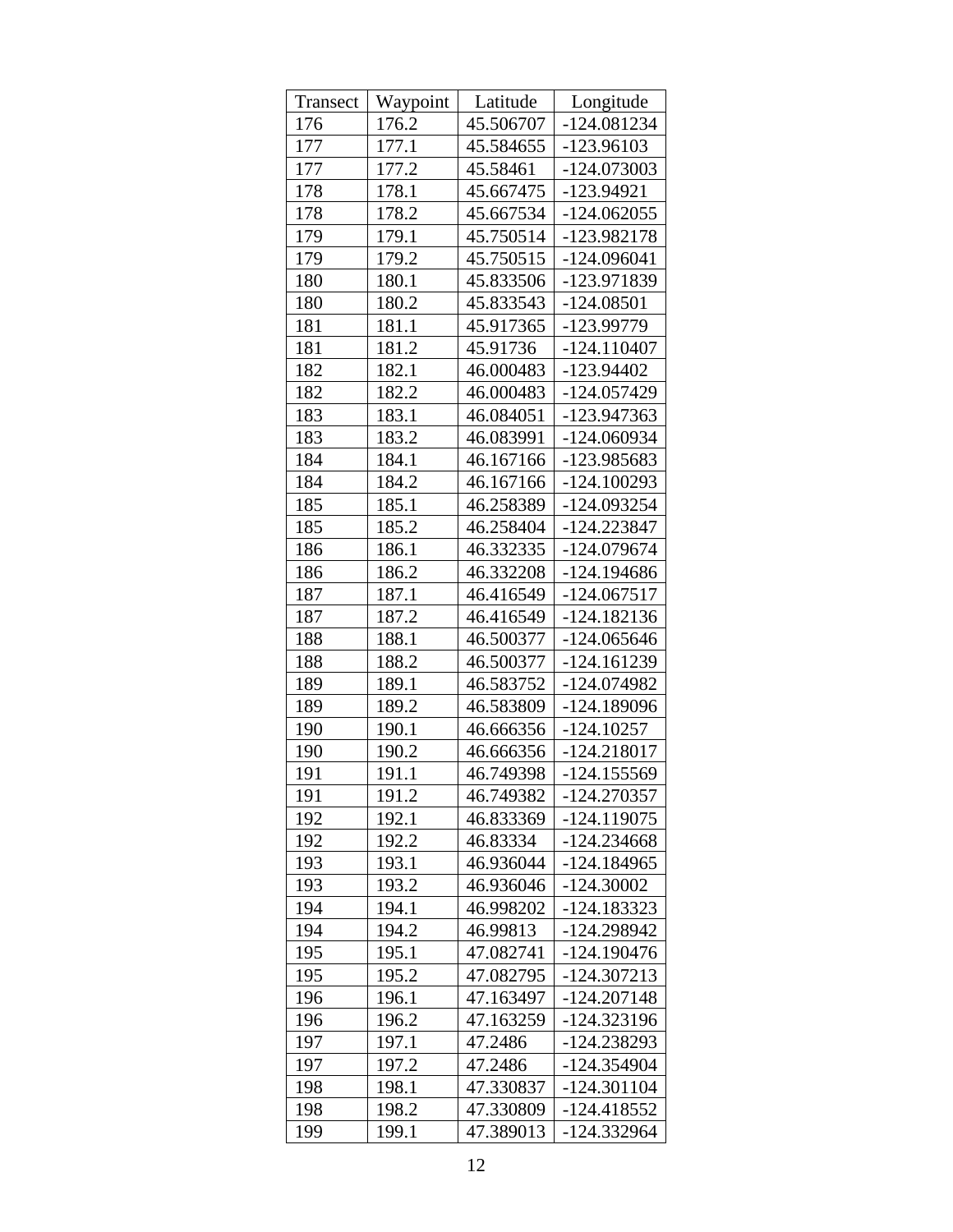| Transect | Waypoint | Latitude | Longitude |
|---|---|---|---|
| 176 | 176.2 | 45.506707 | -124.081234 |
| 177 | 177.1 | 45.584655 | -123.96103 |
| 177 | 177.2 | 45.58461 | -124.073003 |
| 178 | 178.1 | 45.667475 | -123.94921 |
| 178 | 178.2 | 45.667534 | -124.062055 |
| 179 | 179.1 | 45.750514 | -123.982178 |
| 179 | 179.2 | 45.750515 | -124.096041 |
| 180 | 180.1 | 45.833506 | -123.971839 |
| 180 | 180.2 | 45.833543 | -124.08501 |
| 181 | 181.1 | 45.917365 | -123.99779 |
| 181 | 181.2 | 45.91736 | -124.110407 |
| 182 | 182.1 | 46.000483 | -123.94402 |
| 182 | 182.2 | 46.000483 | -124.057429 |
| 183 | 183.1 | 46.084051 | -123.947363 |
| 183 | 183.2 | 46.083991 | -124.060934 |
| 184 | 184.1 | 46.167166 | -123.985683 |
| 184 | 184.2 | 46.167166 | -124.100293 |
| 185 | 185.1 | 46.258389 | -124.093254 |
| 185 | 185.2 | 46.258404 | -124.223847 |
| 186 | 186.1 | 46.332335 | -124.079674 |
| 186 | 186.2 | 46.332208 | -124.194686 |
| 187 | 187.1 | 46.416549 | -124.067517 |
| 187 | 187.2 | 46.416549 | -124.182136 |
| 188 | 188.1 | 46.500377 | -124.065646 |
| 188 | 188.2 | 46.500377 | -124.161239 |
| 189 | 189.1 | 46.583752 | -124.074982 |
| 189 | 189.2 | 46.583809 | -124.189096 |
| 190 | 190.1 | 46.666356 | -124.10257 |
| 190 | 190.2 | 46.666356 | -124.218017 |
| 191 | 191.1 | 46.749398 | -124.155569 |
| 191 | 191.2 | 46.749382 | -124.270357 |
| 192 | 192.1 | 46.833369 | -124.119075 |
| 192 | 192.2 | 46.83334 | -124.234668 |
| 193 | 193.1 | 46.936044 | -124.184965 |
| 193 | 193.2 | 46.936046 | -124.30002 |
| 194 | 194.1 | 46.998202 | -124.183323 |
| 194 | 194.2 | 46.99813 | -124.298942 |
| 195 | 195.1 | 47.082741 | -124.190476 |
| 195 | 195.2 | 47.082795 | -124.307213 |
| 196 | 196.1 | 47.163497 | -124.207148 |
| 196 | 196.2 | 47.163259 | -124.323196 |
| 197 | 197.1 | 47.2486 | -124.238293 |
| 197 | 197.2 | 47.2486 | -124.354904 |
| 198 | 198.1 | 47.330837 | -124.301104 |
| 198 | 198.2 | 47.330809 | -124.418552 |
| 199 | 199.1 | 47.389013 | -124.332964 |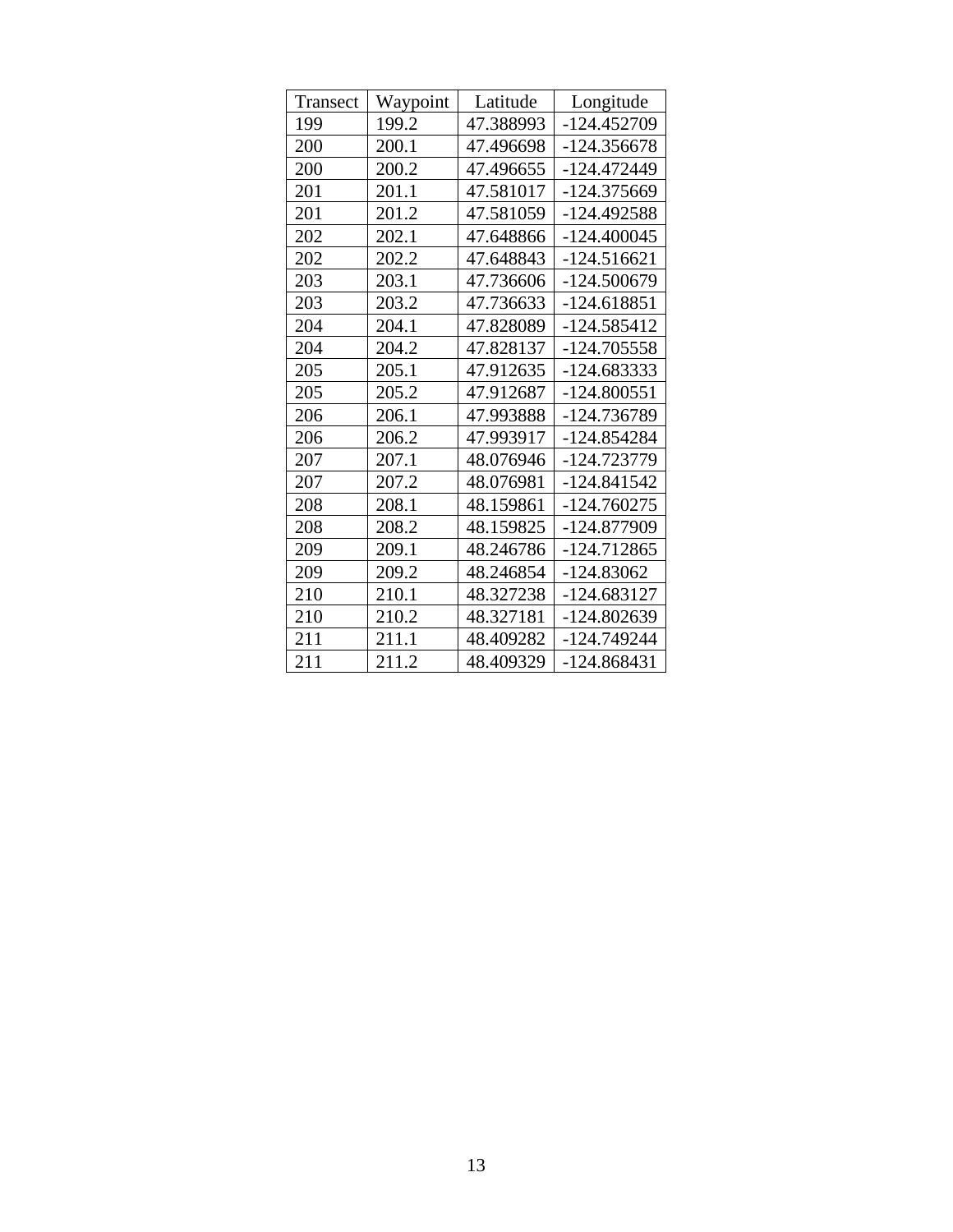| Transect | Waypoint | Latitude | Longitude |
| --- | --- | --- | --- |
| 199 | 199.2 | 47.388993 | -124.452709 |
| 200 | 200.1 | 47.496698 | -124.356678 |
| 200 | 200.2 | 47.496655 | -124.472449 |
| 201 | 201.1 | 47.581017 | -124.375669 |
| 201 | 201.2 | 47.581059 | -124.492588 |
| 202 | 202.1 | 47.648866 | -124.400045 |
| 202 | 202.2 | 47.648843 | -124.516621 |
| 203 | 203.1 | 47.736606 | -124.500679 |
| 203 | 203.2 | 47.736633 | -124.618851 |
| 204 | 204.1 | 47.828089 | -124.585412 |
| 204 | 204.2 | 47.828137 | -124.705558 |
| 205 | 205.1 | 47.912635 | -124.683333 |
| 205 | 205.2 | 47.912687 | -124.800551 |
| 206 | 206.1 | 47.993888 | -124.736789 |
| 206 | 206.2 | 47.993917 | -124.854284 |
| 207 | 207.1 | 48.076946 | -124.723779 |
| 207 | 207.2 | 48.076981 | -124.841542 |
| 208 | 208.1 | 48.159861 | -124.760275 |
| 208 | 208.2 | 48.159825 | -124.877909 |
| 209 | 209.1 | 48.246786 | -124.712865 |
| 209 | 209.2 | 48.246854 | -124.83062 |
| 210 | 210.1 | 48.327238 | -124.683127 |
| 210 | 210.2 | 48.327181 | -124.802639 |
| 211 | 211.1 | 48.409282 | -124.749244 |
| 211 | 211.2 | 48.409329 | -124.868431 |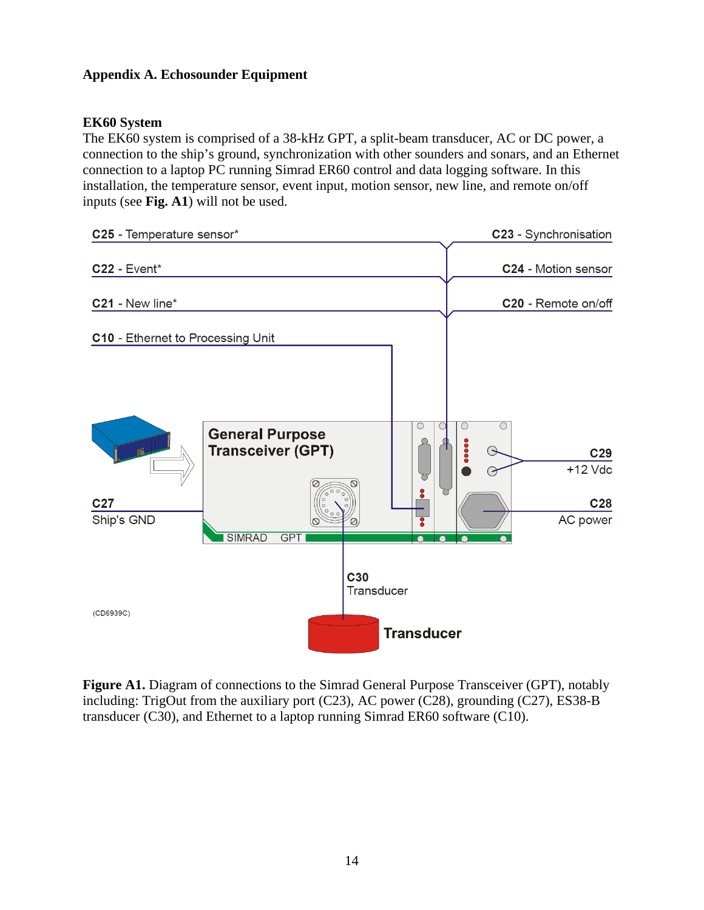## Appendix A. Echosounder Equipment

### EK60 System

The EK60 system is comprised of a 38-kHz GPT, a split-beam transducer, AC or DC power, a connection to the ship's ground, synchronization with other sounders and sonars, and an Ethernet connection to a laptop PC running Simrad ER60 control and data logging software. In this installation, the temperature sensor, event input, motion sensor, new line, and remote on/off inputs (see **Fig. A1**) will not be used.

**Figure A1.** Diagram of connections to the Simrad General Purpose Transceiver (GPT), notably including: TrigOut from the auxiliary port (C23), AC power (C28), grounding (C27), ES38-B transducer (C30), and Ethernet to a laptop running Simrad ER60 software (C10).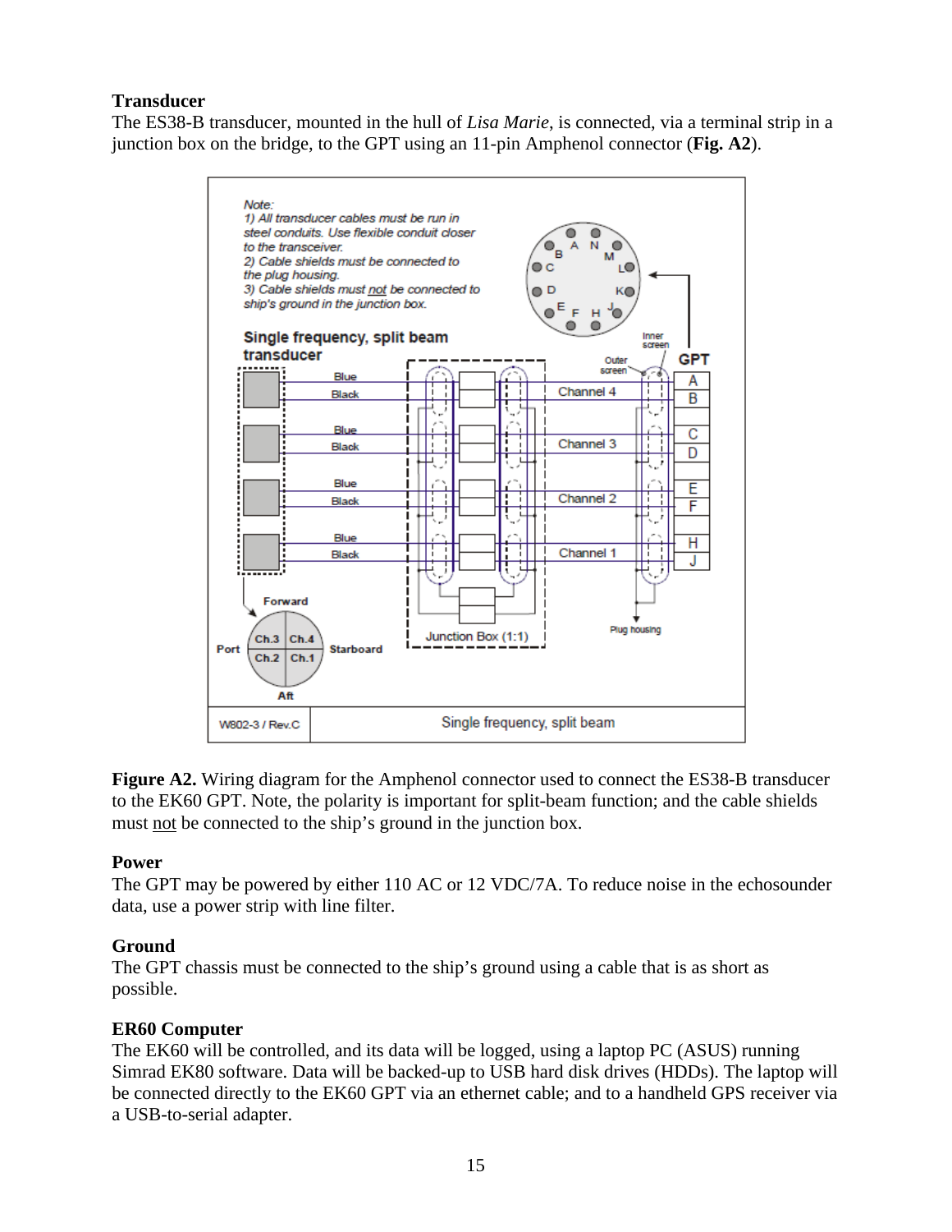**Transducer**

The ES38-B transducer, mounted in the hull of *Lisa Marie*, is connected, via a terminal strip in a junction box on the bridge, to the GPT using an 11-pin Amphenol connector (**Fig. A2**).

**Figure A2.** Wiring diagram for the Amphenol connector used to connect the ES38-B transducer to the EK60 GPT. Note, the polarity is important for split-beam function; and the cable shields must not be connected to the ship's ground in the junction box.

**Power**

The GPT may be powered by either 110 AC or 12 VDC/7A. To reduce noise in the echosounder data, use a power strip with line filter.

**Ground**

The GPT chassis must be connected to the ship's ground using a cable that is as short as possible.

**ER60 Computer**

The EK60 will be controlled, and its data will be logged, using a laptop PC (ASUS) running Simrad EK80 software. Data will be backed-up to USB hard disk drives (HDDs). The laptop will be connected directly to the EK60 GPT via an ethernet cable; and to a handheld GPS receiver via a USB-to-serial adapter.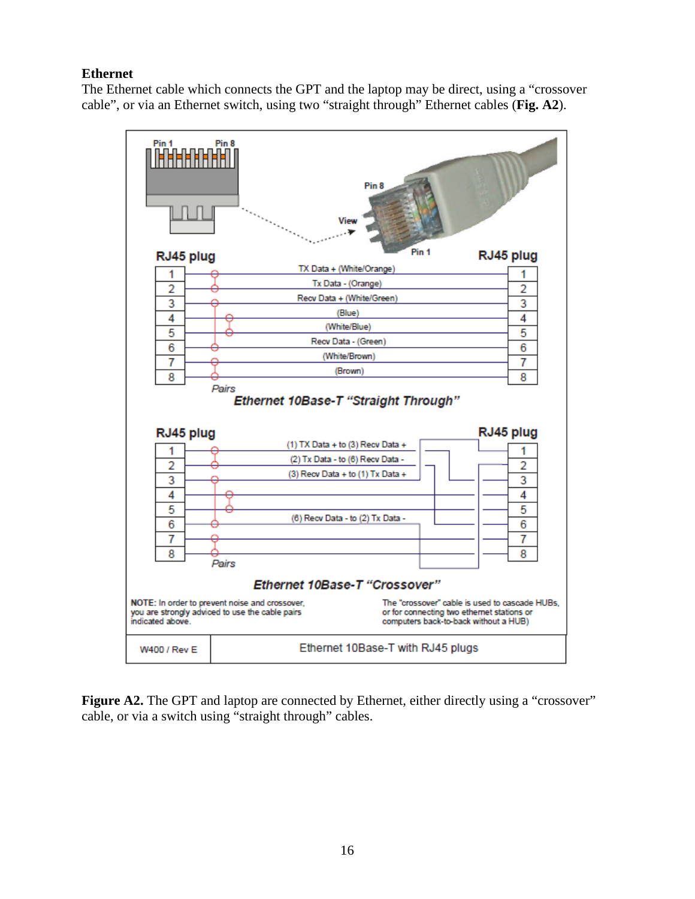**Ethernet**

The Ethernet cable which connects the GPT and the laptop may be direct, using a “crossover cable”, or via an Ethernet switch, using two “straight through” Ethernet cables (**Fig. A2**).

**Figure A2.** The GPT and laptop are connected by Ethernet, either directly using a “crossover” cable, or via a switch using “straight through” cables.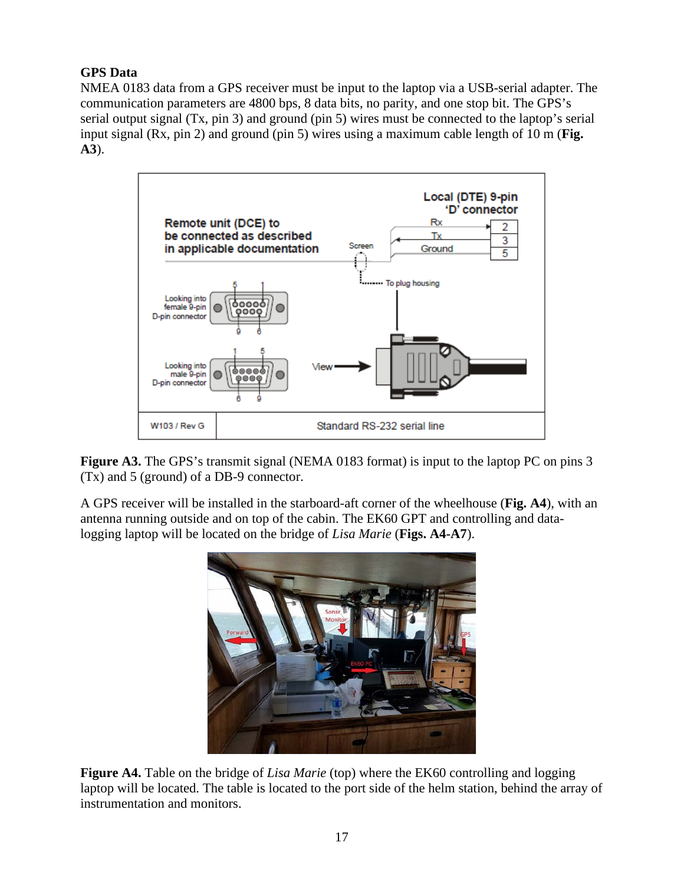**GPS Data**

NMEA 0183 data from a GPS receiver must be input to the laptop via a USB-serial adapter. The communication parameters are 4800 bps, 8 data bits, no parity, and one stop bit. The GPS's serial output signal (Tx, pin 3) and ground (pin 5) wires must be connected to the laptop's serial input signal (Rx, pin 2) and ground (pin 5) wires using a maximum cable length of 10 m (**Fig. A3**).

**Figure A3.** The GPS's transmit signal (NEMA 0183 format) is input to the laptop PC on pins 3 (Tx) and 5 (ground) of a DB-9 connector.

A GPS receiver will be installed in the starboard-aft corner of the wheelhouse (**Fig. A4**), with an antenna running outside and on top of the cabin. The EK60 GPT and controlling and data-logging laptop will be located on the bridge of *Lisa Marie* (**Figs. A4-A7**).

**Figure A4.** Table on the bridge of *Lisa Marie* (top) where the EK60 controlling and logging laptop will be located. The table is located to the port side of the helm station, behind the array of instrumentation and monitors.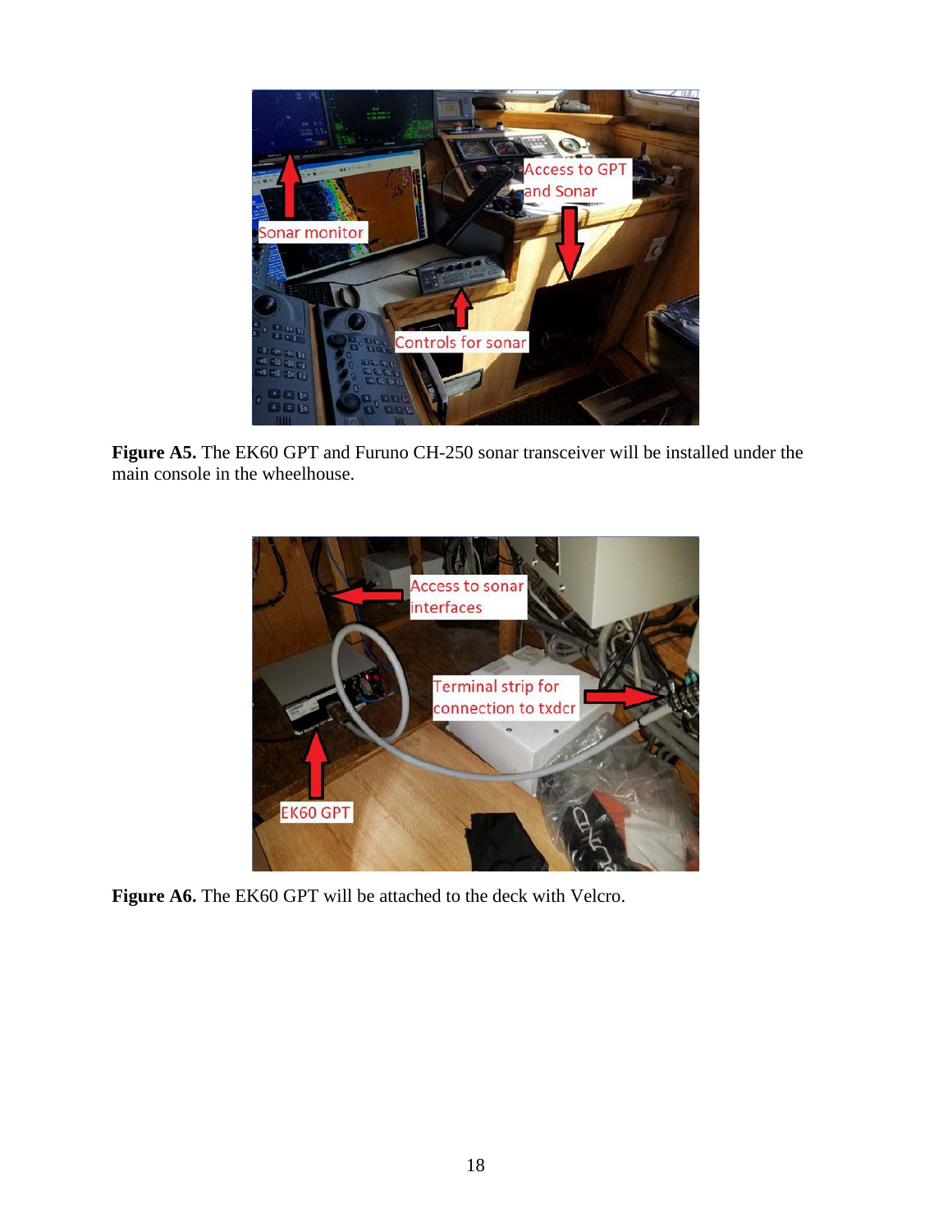**Figure A5.** The EK60 GPT and Furuno CH-250 sonar transceiver will be installed under the main console in the wheelhouse.

**Figure A6.** The EK60 GPT will be attached to the deck with Velcro.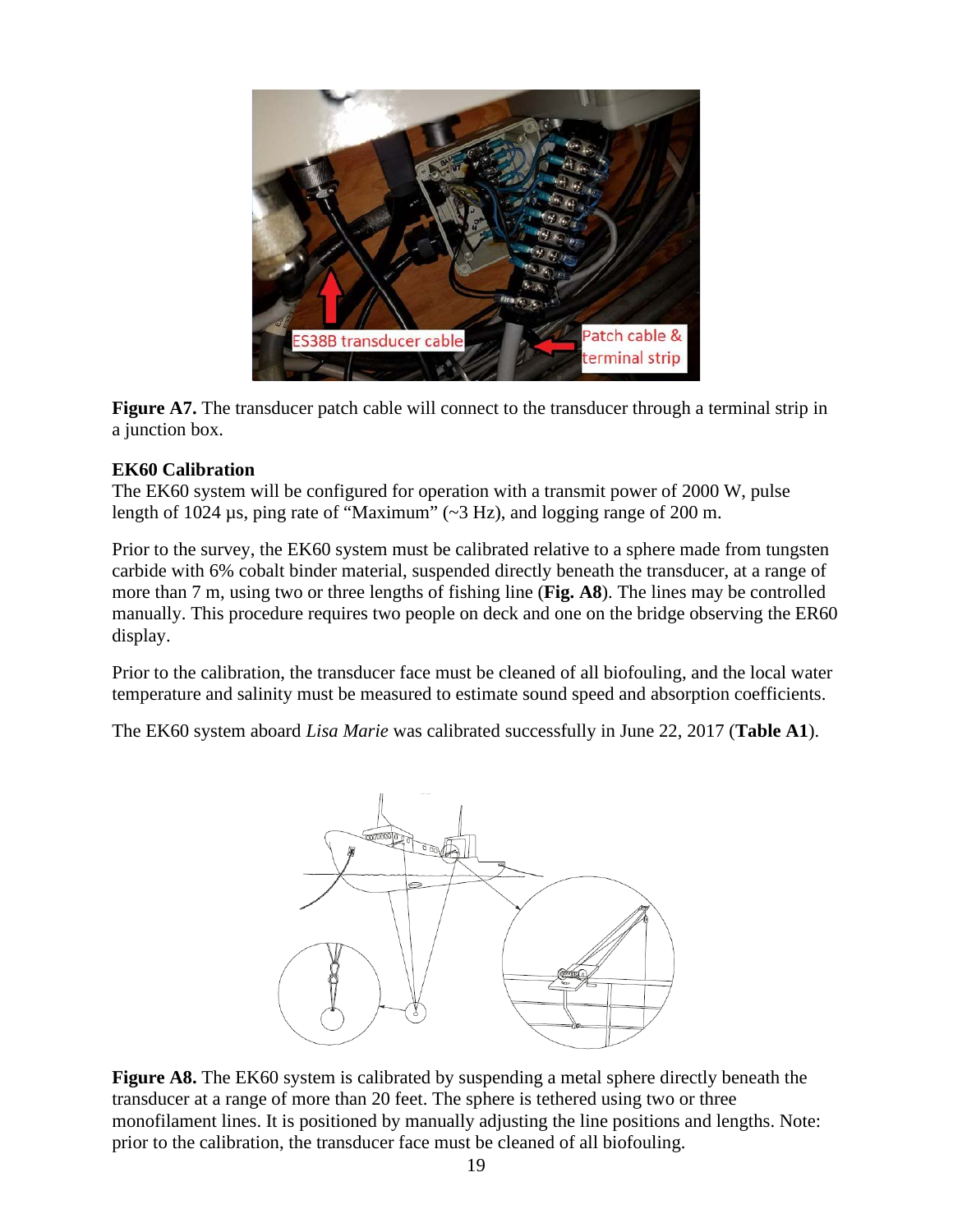**Figure A7.** The transducer patch cable will connect to the transducer through a terminal strip in a junction box.

**EK60 Calibration**

The EK60 system will be configured for operation with a transmit power of 2000 W, pulse length of 1024 µs, ping rate of "Maximum" (~3 Hz), and logging range of 200 m.

Prior to the survey, the EK60 system must be calibrated relative to a sphere made from tungsten carbide with 6% cobalt binder material, suspended directly beneath the transducer, at a range of more than 7 m, using two or three lengths of fishing line (**Fig. A8**). The lines may be controlled manually. This procedure requires two people on deck and one on the bridge observing the ER60 display.

Prior to the calibration, the transducer face must be cleaned of all biofouling, and the local water temperature and salinity must be measured to estimate sound speed and absorption coefficients.

The EK60 system aboard *Lisa Marie* was calibrated successfully in June 22, 2017 (**Table A1**).

**Figure A8.** The EK60 system is calibrated by suspending a metal sphere directly beneath the transducer at a range of more than 20 feet. The sphere is tethered using two or three monofilament lines. It is positioned by manually adjusting the line positions and lengths. Note: prior to the calibration, the transducer face must be cleaned of all biofouling.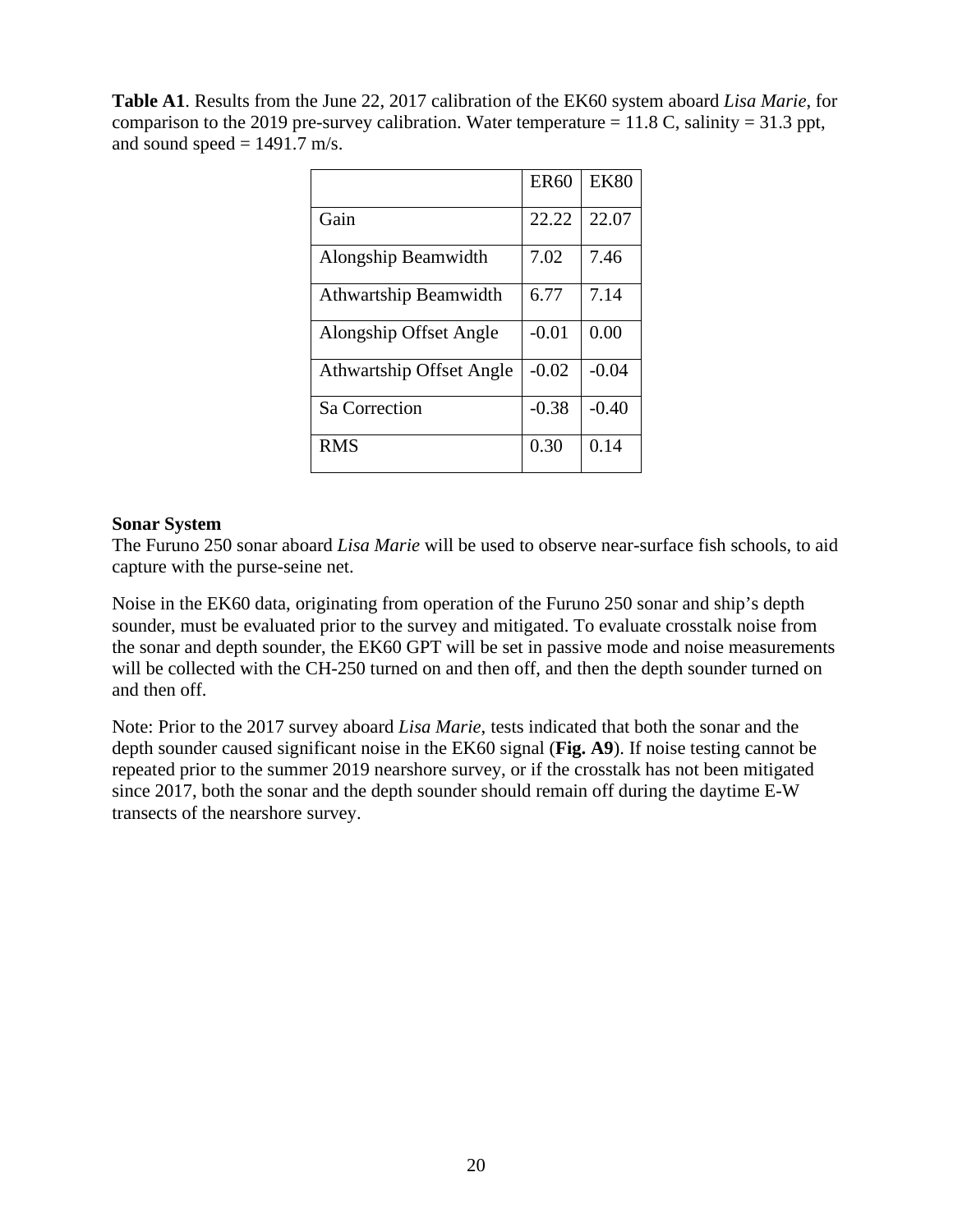**Table A1**. Results from the June 22, 2017 calibration of the EK60 system aboard *Lisa Marie*, for comparison to the 2019 pre-survey calibration. Water temperature = 11.8 C, salinity = 31.3 ppt, and sound speed = 1491.7 m/s.

| | ER60 | EK80 |
|---|---|---|
| Gain | 22.22 | 22.07 |
| Alongship Beamwidth | 7.02 | 7.46 |
| Athwartship Beamwidth | 6.77 | 7.14 |
| Alongship Offset Angle | -0.01 | 0.00 |
| Athwartship Offset Angle | -0.02 | -0.04 |
| Sa Correction | -0.38 | -0.40 |
| RMS | 0.30 | 0.14 |

**Sonar System**

The Furuno 250 sonar aboard *Lisa Marie* will be used to observe near-surface fish schools, to aid capture with the purse-seine net.

Noise in the EK60 data, originating from operation of the Furuno 250 sonar and ship's depth sounder, must be evaluated prior to the survey and mitigated. To evaluate crosstalk noise from the sonar and depth sounder, the EK60 GPT will be set in passive mode and noise measurements will be collected with the CH-250 turned on and then off, and then the depth sounder turned on and then off.

Note: Prior to the 2017 survey aboard *Lisa Marie*, tests indicated that both the sonar and the depth sounder caused significant noise in the EK60 signal (**Fig. A9**). If noise testing cannot be repeated prior to the summer 2019 nearshore survey, or if the crosstalk has not been mitigated since 2017, both the sonar and the depth sounder should remain off during the daytime E-W transects of the nearshore survey.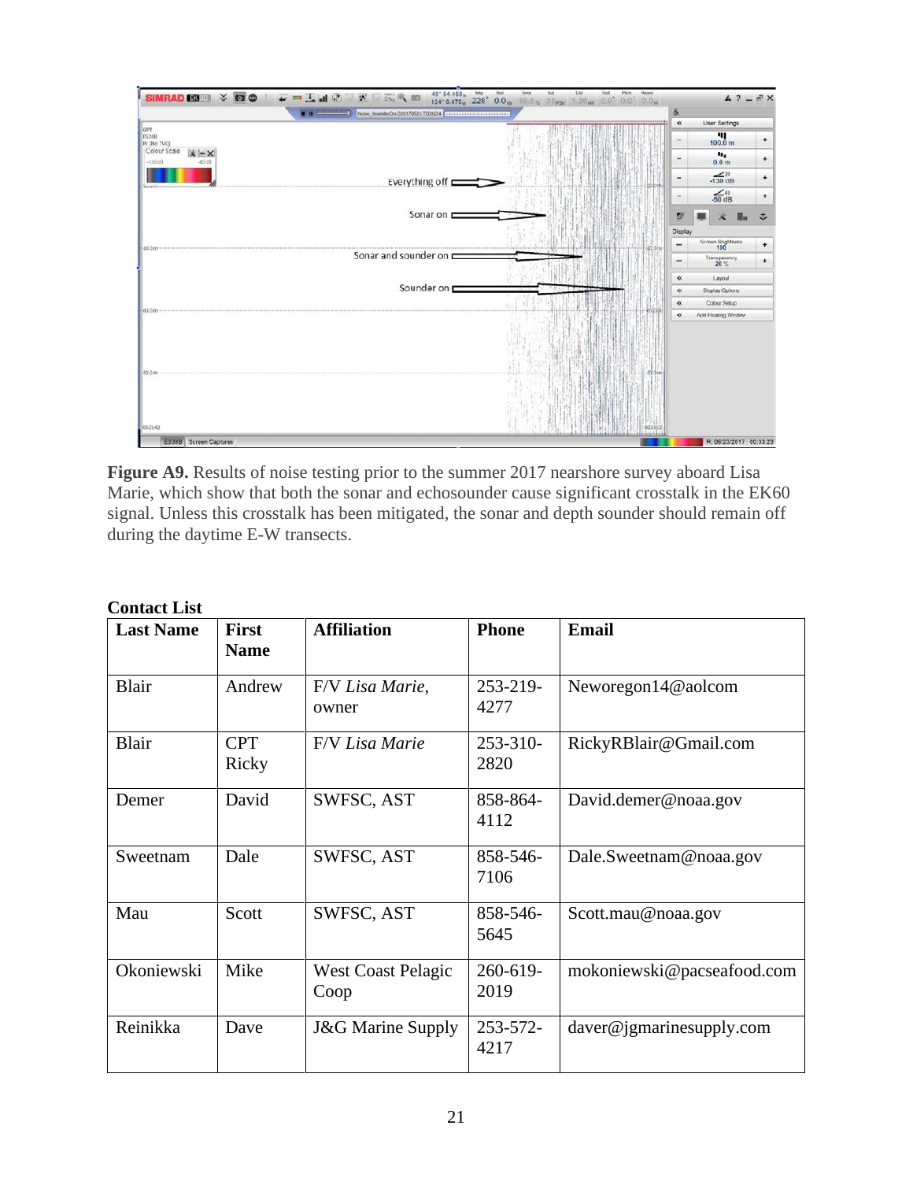**Figure A9.** Results of noise testing prior to the summer 2017 nearshore survey aboard Lisa Marie, which show that both the sonar and echosounder cause significant crosstalk in the EK60 signal. Unless this crosstalk has been mitigated, the sonar and depth sounder should remain off during the daytime E-W transects.

**Contact List**

| Last Name | First Name | Affiliation | Phone | Email |
|---|---|---|---|---|
| Blair | Andrew | F/V *Lisa Marie*, owner | 253-219-4277 | Neworegon14@aolcom |
| Blair | CPT Ricky | F/V *Lisa Marie* | 253-310-2820 | RickyRBlair@Gmail.com |
| Demer | David | SWFSC, AST | 858-864-4112 | David.demer@noaa.gov |
| Sweetnam | Dale | SWFSC, AST | 858-546-7106 | Dale.Sweetnam@noaa.gov |
| Mau | Scott | SWFSC, AST | 858-546-5645 | Scott.mau@noaa.gov |
| Okoniewski | Mike | West Coast Pelagic Coop | 260-619-2019 | mokoniewski@pacseafood.com |
| Reinikka | Dave | J&G Marine Supply | 253-572-4217 | daver@jgmarinesupply.com |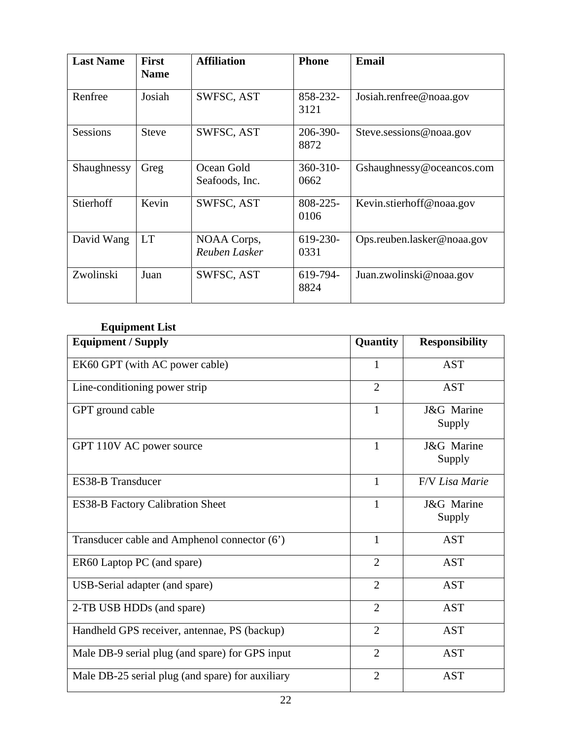| Last Name | First Name | Affiliation | Phone | Email |
|---|---|---|---|---|
| Renfree | Josiah | SWFSC, AST | 858-232-3121 | Josiah.renfree@noaa.gov |
| Sessions | Steve | SWFSC, AST | 206-390-8872 | Steve.sessions@noaa.gov |
| Shaughnessy | Greg | Ocean Gold Seafoods, Inc. | 360-310-0662 | Gshaughnessy@oceancos.com |
| Stierhoff | Kevin | SWFSC, AST | 808-225-0106 | Kevin.stierhoff@noaa.gov |
| David Wang | LT | NOAA Corps, *Reuben Lasker* | 619-230-0331 | Ops.reuben.lasker@noaa.gov |
| Zwolinski | Juan | SWFSC, AST | 619-794-8824 | Juan.zwolinski@noaa.gov |

**Equipment List**

| Equipment / Supply | Quantity | Responsibility |
|---|---|---|
| EK60 GPT (with AC power cable) | 1 | AST |
| Line-conditioning power strip | 2 | AST |
| GPT ground cable | 1 | J&G Marine Supply |
| GPT 110V AC power source | 1 | J&G Marine Supply |
| ES38-B Transducer | 1 | F/V *Lisa Marie* |
| ES38-B Factory Calibration Sheet | 1 | J&G Marine Supply |
| Transducer cable and Amphenol connector (6') | 1 | AST |
| ER60 Laptop PC (and spare) | 2 | AST |
| USB-Serial adapter (and spare) | 2 | AST |
| 2-TB USB HDDs (and spare) | 2 | AST |
| Handheld GPS receiver, antennae, PS (backup) | 2 | AST |
| Male DB-9 serial plug (and spare) for GPS input | 2 | AST |
| Male DB-25 serial plug (and spare) for auxiliary | 2 | AST |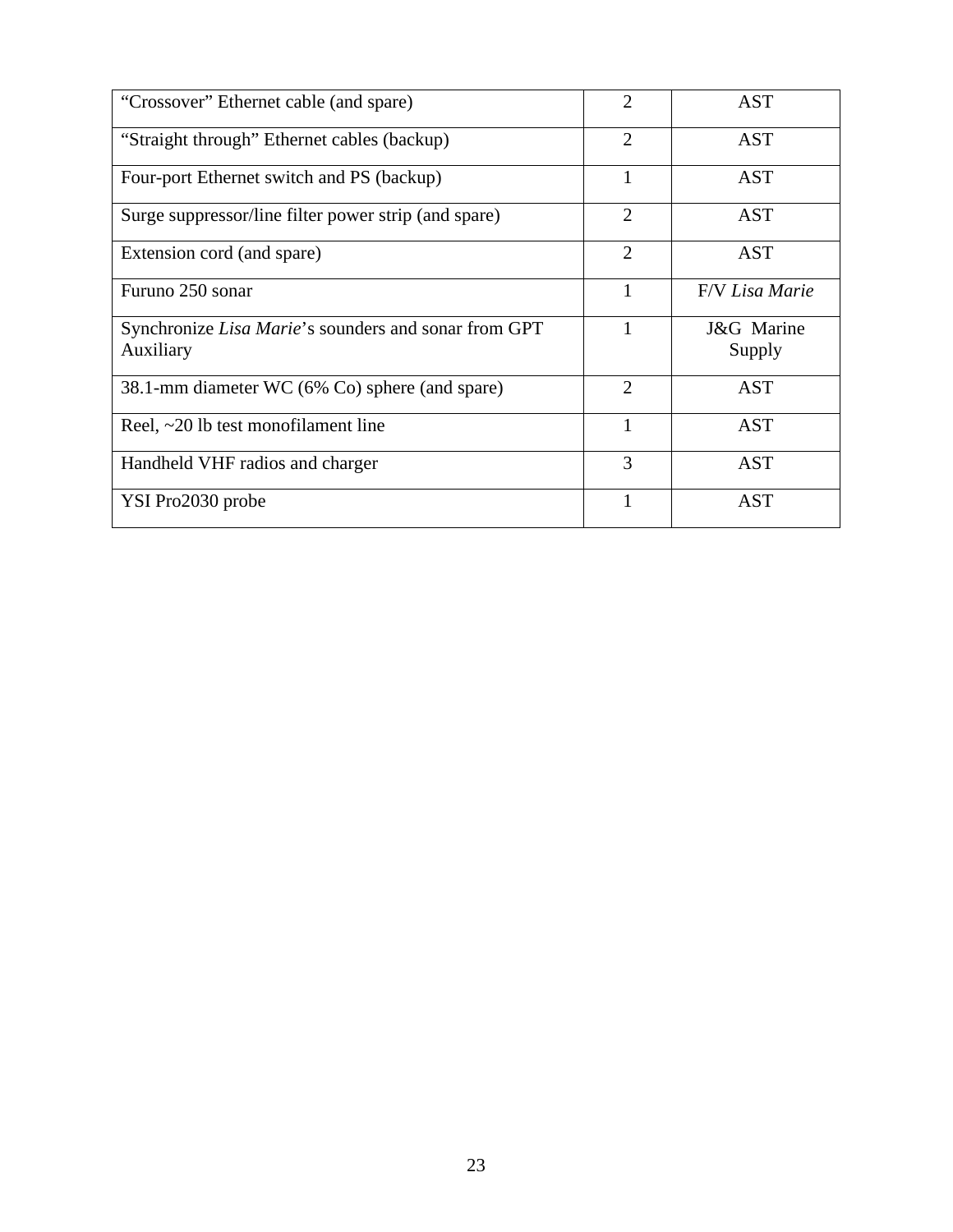| “Crossover” Ethernet cable (and spare) | 2 | AST |
|---|---|---|
| “Straight through” Ethernet cables (backup) | 2 | AST |
| Four-port Ethernet switch and PS (backup) | 1 | AST |
| Surge suppressor/line filter power strip (and spare) | 2 | AST |
| Extension cord (and spare) | 2 | AST |
| Furuno 250 sonar | 1 | F/V *Lisa Marie* |
| Synchronize *Lisa Marie*’s sounders and sonar from GPT Auxiliary | 1 | J&G Marine Supply |
| 38.1-mm diameter WC (6% Co) sphere (and spare) | 2 | AST |
| Reel, ~20 lb test monofilament line | 1 | AST |
| Handheld VHF radios and charger | 3 | AST |
| YSI Pro2030 probe | 1 | AST |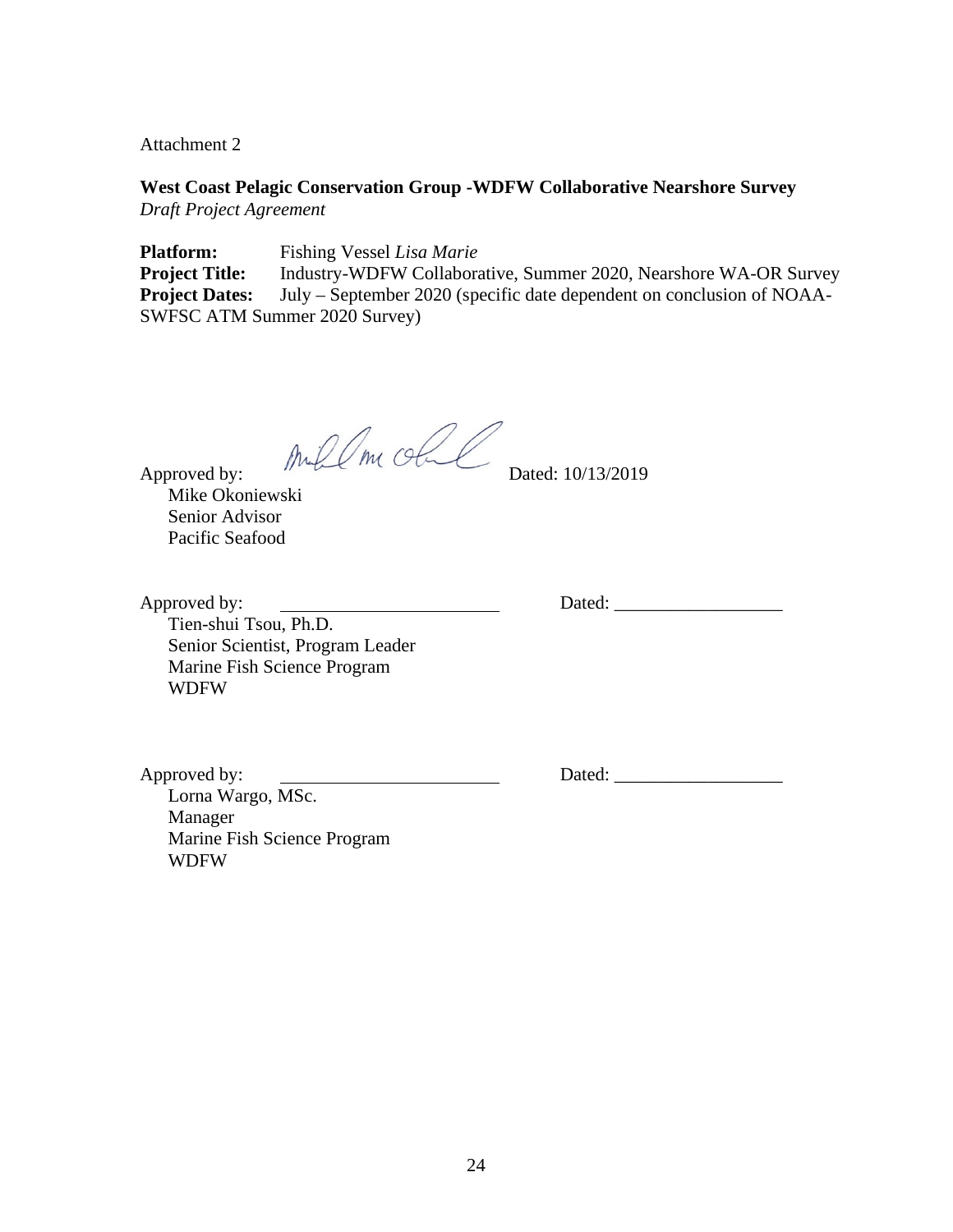Attachment 2

**West Coast Pelagic Conservation Group -WDFW Collaborative Nearshore Survey**
*Draft Project Agreement*

**Platform:** Fishing Vessel *Lisa Marie*
**Project Title:** Industry-WDFW Collaborative, Summer 2020, Nearshore WA-OR Survey
**Project Dates:** July – September 2020 (specific date dependent on conclusion of NOAA-SWFSC ATM Summer 2020 Survey)

Approved by: [signature] Dated: 10/13/2019
Mike Okoniewski
Senior Advisor
Pacific Seafood

Approved by: ________________________ Dated: __________________
Tien-shui Tsou, Ph.D.
Senior Scientist, Program Leader
Marine Fish Science Program
WDFW

Approved by: ________________________ Dated: __________________
Lorna Wargo, MSc.
Manager
Marine Fish Science Program
WDFW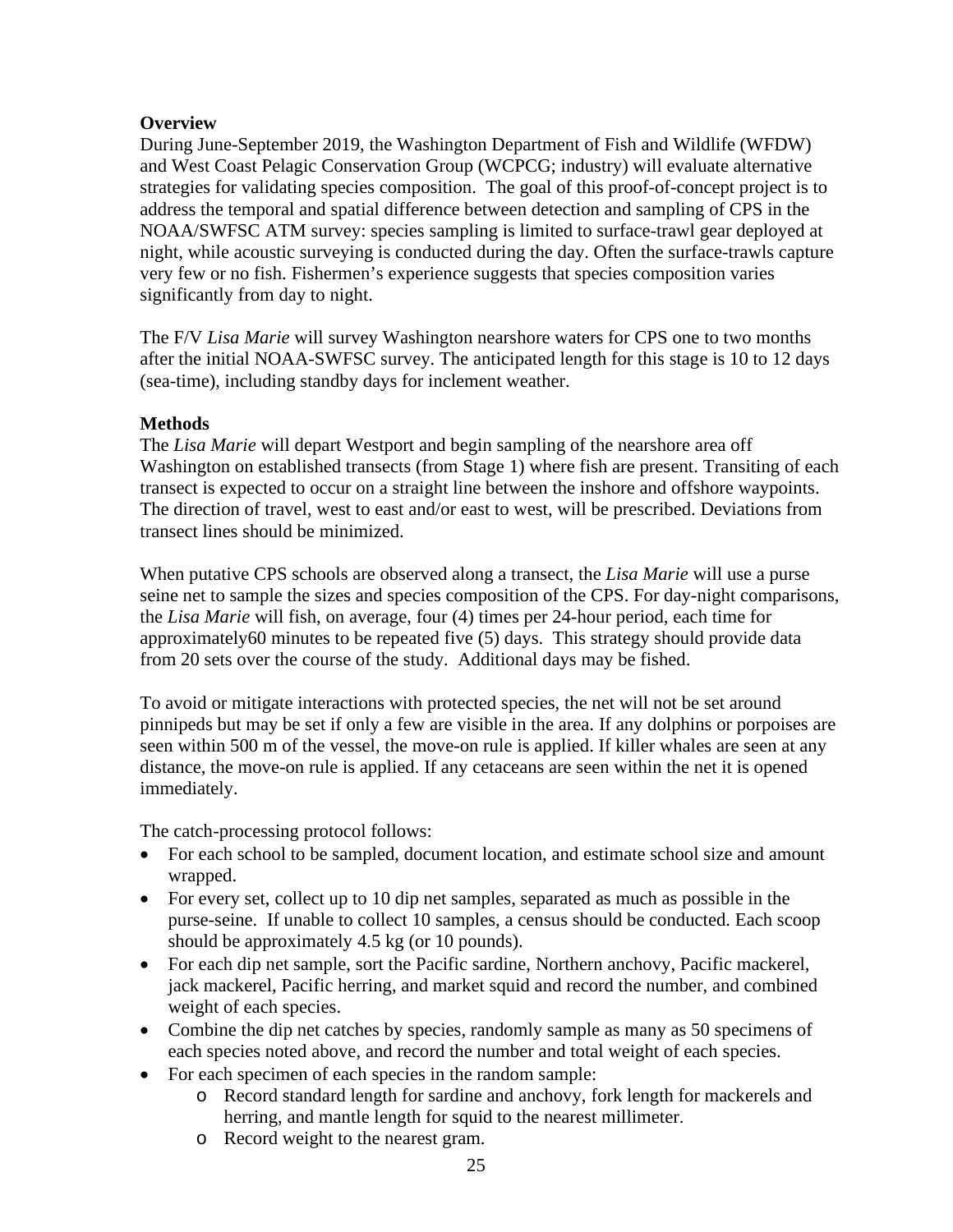**Overview**

During June-September 2019, the Washington Department of Fish and Wildlife (WFDW) and West Coast Pelagic Conservation Group (WCPCG; industry) will evaluate alternative strategies for validating species composition. The goal of this proof-of-concept project is to address the temporal and spatial difference between detection and sampling of CPS in the NOAA/SWFSC ATM survey: species sampling is limited to surface-trawl gear deployed at night, while acoustic surveying is conducted during the day. Often the surface-trawls capture very few or no fish. Fishermen's experience suggests that species composition varies significantly from day to night.

The F/V *Lisa Marie* will survey Washington nearshore waters for CPS one to two months after the initial NOAA-SWFSC survey. The anticipated length for this stage is 10 to 12 days (sea-time), including standby days for inclement weather.

**Methods**

The *Lisa Marie* will depart Westport and begin sampling of the nearshore area off Washington on established transects (from Stage 1) where fish are present. Transiting of each transect is expected to occur on a straight line between the inshore and offshore waypoints. The direction of travel, west to east and/or east to west, will be prescribed. Deviations from transect lines should be minimized.

When putative CPS schools are observed along a transect, the *Lisa Marie* will use a purse seine net to sample the sizes and species composition of the CPS. For day-night comparisons, the *Lisa Marie* will fish, on average, four (4) times per 24-hour period, each time for approximately60 minutes to be repeated five (5) days. This strategy should provide data from 20 sets over the course of the study. Additional days may be fished.

To avoid or mitigate interactions with protected species, the net will not be set around pinnipeds but may be set if only a few are visible in the area. If any dolphins or porpoises are seen within 500 m of the vessel, the move-on rule is applied. If killer whales are seen at any distance, the move-on rule is applied. If any cetaceans are seen within the net it is opened immediately.

The catch-processing protocol follows:

- For each school to be sampled, document location, and estimate school size and amount wrapped.
- For every set, collect up to 10 dip net samples, separated as much as possible in the purse-seine. If unable to collect 10 samples, a census should be conducted. Each scoop should be approximately 4.5 kg (or 10 pounds).
- For each dip net sample, sort the Pacific sardine, Northern anchovy, Pacific mackerel, jack mackerel, Pacific herring, and market squid and record the number, and combined weight of each species.
- Combine the dip net catches by species, randomly sample as many as 50 specimens of each species noted above, and record the number and total weight of each species.
- For each specimen of each species in the random sample:
    - Record standard length for sardine and anchovy, fork length for mackerels and herring, and mantle length for squid to the nearest millimeter.
    - Record weight to the nearest gram.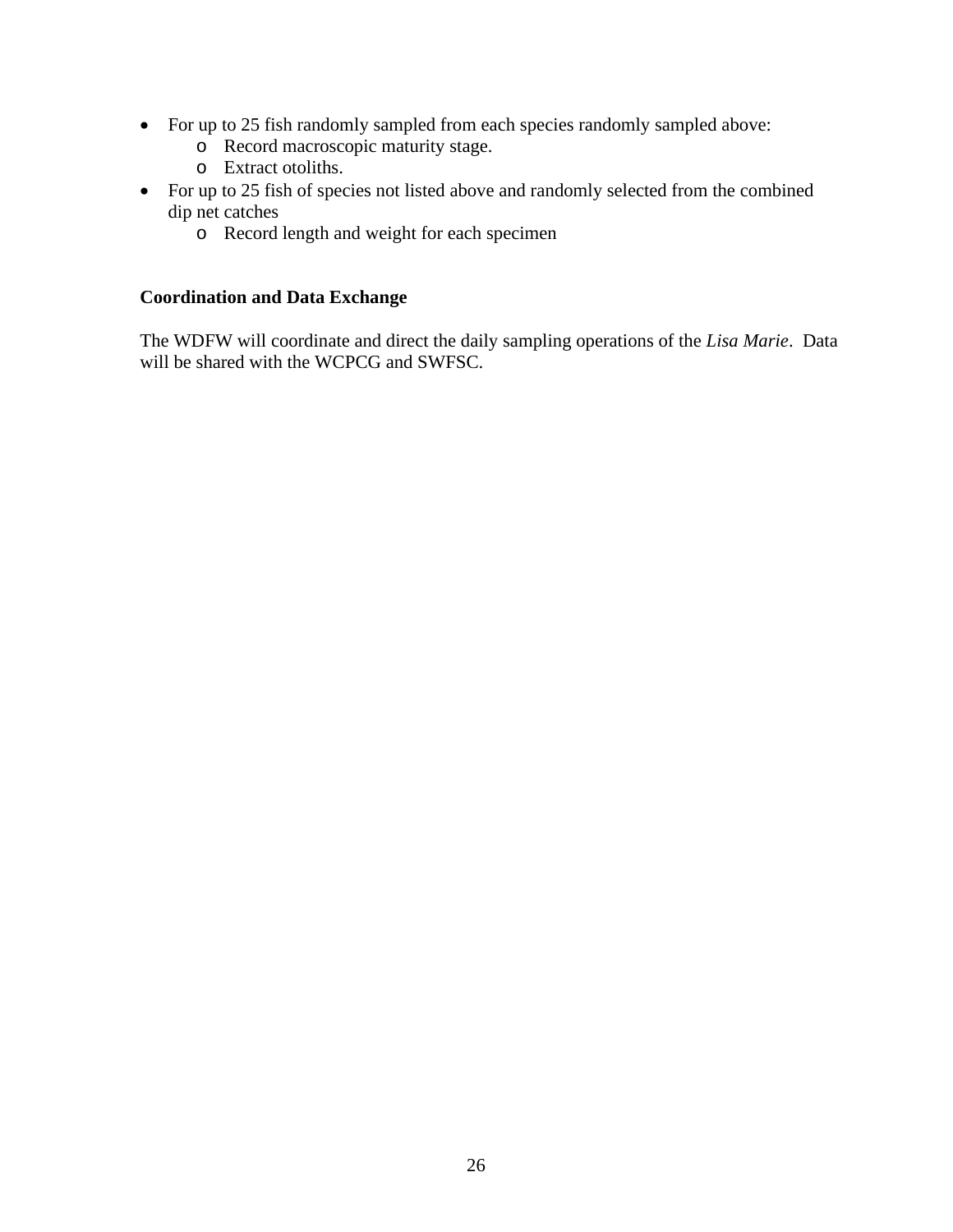- For up to 25 fish randomly sampled from each species randomly sampled above:
  - Record macroscopic maturity stage.
  - Extract otoliths.
- For up to 25 fish of species not listed above and randomly selected from the combined dip net catches
  - Record length and weight for each specimen

**Coordination and Data Exchange**

The WDFW will coordinate and direct the daily sampling operations of the *Lisa Marie*. Data will be shared with the WCPCG and SWFSC.